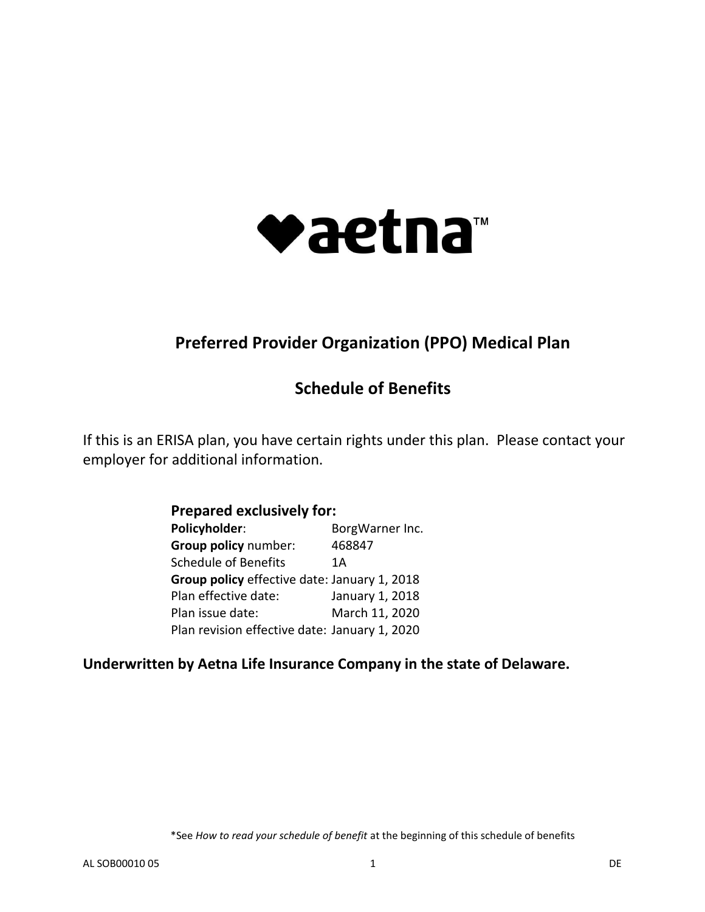# Preferred Provider Organization (PPO) Medical Plan

## Schedule of Benefits

If this is an ERISA plan, you have certain rights under this plan. Please contact your employer for additional information.

**Prepared exclusively for:**

| | |
|---|---|
| **Policyholder**: | BorgWarner Inc. |
| **Group policy** number: | 468847 |
| Schedule of Benefits | 1A |
| **Group policy** effective date: | January 1, 2018 |
| Plan effective date: | January 1, 2018 |
| Plan issue date: | March 11, 2020 |
| Plan revision effective date: | January 1, 2020 |

**Underwritten by Aetna Life Insurance Company in the state of Delaware.**

*See *How to read your schedule of benefit* at the beginning of this schedule of benefits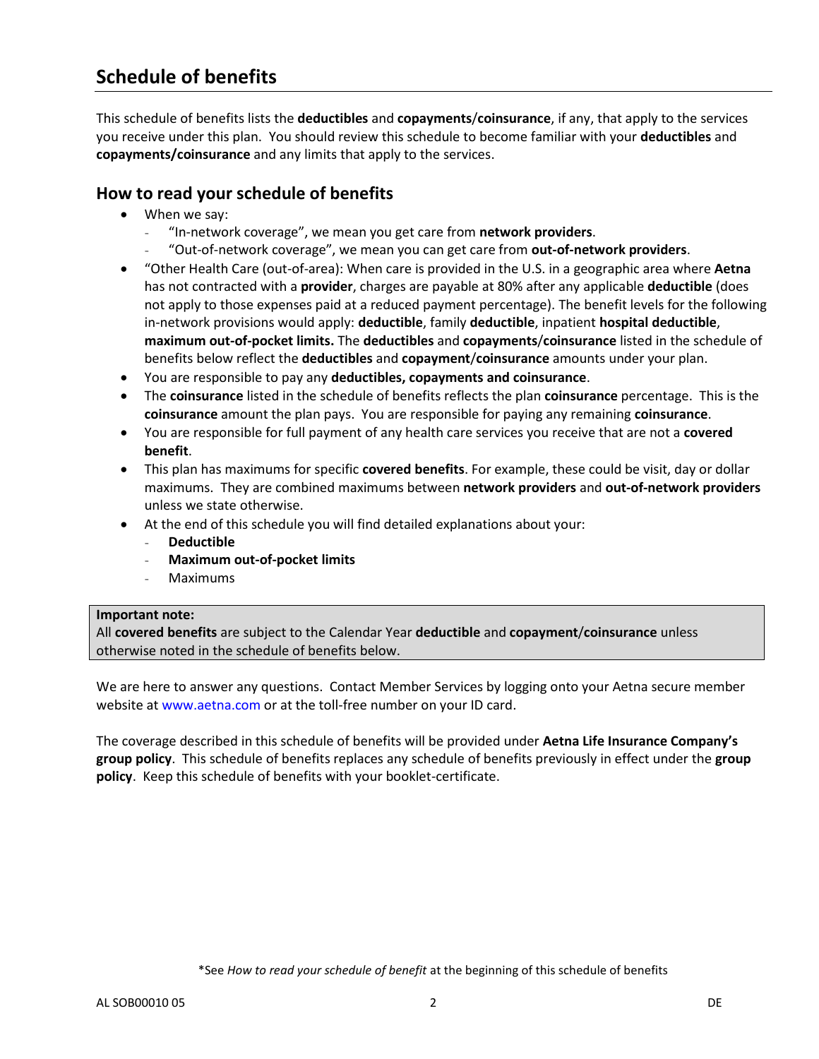# Schedule of benefits

This schedule of benefits lists the **deductibles** and **copayments**/**coinsurance**, if any, that apply to the services you receive under this plan. You should review this schedule to become familiar with your **deductibles** and **copayments/coinsurance** and any limits that apply to the services.

## How to read your schedule of benefits

- When we say:
  - "In-network coverage", we mean you get care from **network providers**.
  - "Out-of-network coverage", we mean you can get care from **out-of-network providers**.
- "Other Health Care (out-of-area): When care is provided in the U.S. in a geographic area where **Aetna** has not contracted with a **provider**, charges are payable at 80% after any applicable **deductible** (does not apply to those expenses paid at a reduced payment percentage). The benefit levels for the following in-network provisions would apply: **deductible**, family **deductible**, inpatient **hospital deductible**, **maximum out-of-pocket limits.** The **deductibles** and **copayments**/**coinsurance** listed in the schedule of benefits below reflect the **deductibles** and **copayment**/**coinsurance** amounts under your plan.
- You are responsible to pay any **deductibles, copayments and coinsurance**.
- The **coinsurance** listed in the schedule of benefits reflects the plan **coinsurance** percentage. This is the **coinsurance** amount the plan pays. You are responsible for paying any remaining **coinsurance**.
- You are responsible for full payment of any health care services you receive that are not a **covered benefit**.
- This plan has maximums for specific **covered benefits**. For example, these could be visit, day or dollar maximums. They are combined maximums between **network providers** and **out-of-network providers** unless we state otherwise.
- At the end of this schedule you will find detailed explanations about your:
  - **Deductible**
  - **Maximum out-of-pocket limits**
  - Maximums

**Important note:**
All **covered benefits** are subject to the Calendar Year **deductible** and **copayment**/**coinsurance** unless otherwise noted in the schedule of benefits below.

We are here to answer any questions. Contact Member Services by logging onto your Aetna secure member website at www.aetna.com or at the toll-free number on your ID card.

The coverage described in this schedule of benefits will be provided under **Aetna Life Insurance Company's group policy**. This schedule of benefits replaces any schedule of benefits previously in effect under the **group policy**. Keep this schedule of benefits with your booklet-certificate.

*See *How to read your schedule of benefit* at the beginning of this schedule of benefits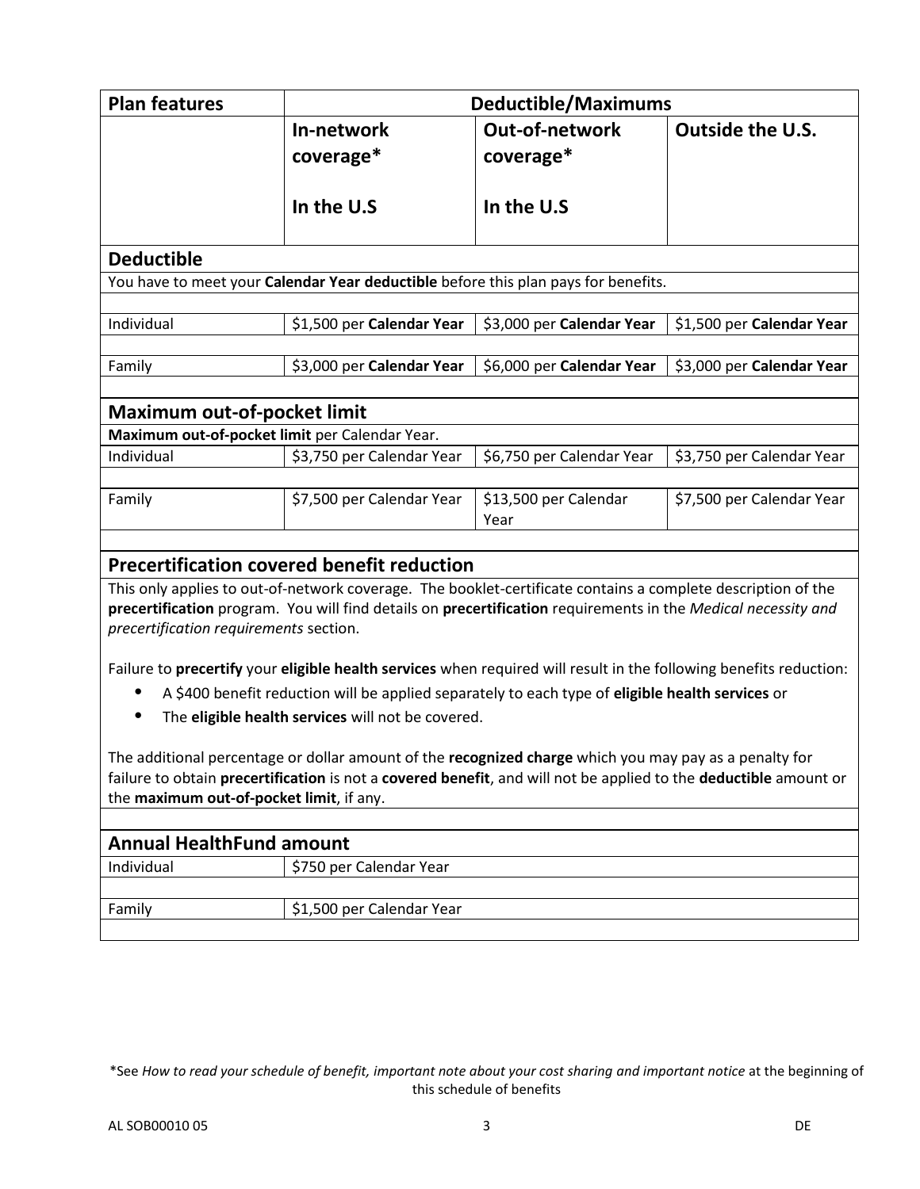| Plan features | Deductible/Maximums | | |
|---|---|---|---|
| | **In-network coverage***<br><br>**In the U.S** | **Out-of-network coverage***<br><br>**In the U.S** | **Outside the U.S.** |

## Deductible

You have to meet your **Calendar Year deductible** before this plan pays for benefits.

| | | | |
|---|---|---|---|
| Individual | $1,500 per **Calendar Year** | $3,000 per **Calendar Year** | $1,500 per **Calendar Year** |
| Family | $3,000 per **Calendar Year** | $6,000 per **Calendar Year** | $3,000 per **Calendar Year** |

## Maximum out-of-pocket limit

**Maximum out-of-pocket limit** per Calendar Year.

| | | | |
|---|---|---|---|
| Individual | $3,750 per Calendar Year | $6,750 per Calendar Year | $3,750 per Calendar Year |
| Family | $7,500 per Calendar Year | $13,500 per Calendar Year | $7,500 per Calendar Year |

## Precertification covered benefit reduction

This only applies to out-of-network coverage. The booklet-certificate contains a complete description of the **precertification** program. You will find details on **precertification** requirements in the *Medical necessity and precertification requirements* section.

Failure to **precertify** your **eligible health services** when required will result in the following benefits reduction:

- A $400 benefit reduction will be applied separately to each type of **eligible health services** or
- The **eligible health services** will not be covered.

The additional percentage or dollar amount of the **recognized charge** which you may pay as a penalty for failure to obtain **precertification** is not a **covered benefit**, and will not be applied to the **deductible** amount or the **maximum out-of-pocket limit**, if any.

## Annual HealthFund amount

| | |
|---|---|
| Individual | $750 per Calendar Year |
| Family | $1,500 per Calendar Year |

*See *How to read your schedule of benefit, important note about your cost sharing and important notice* at the beginning of this schedule of benefits

AL SOB00010 05 DE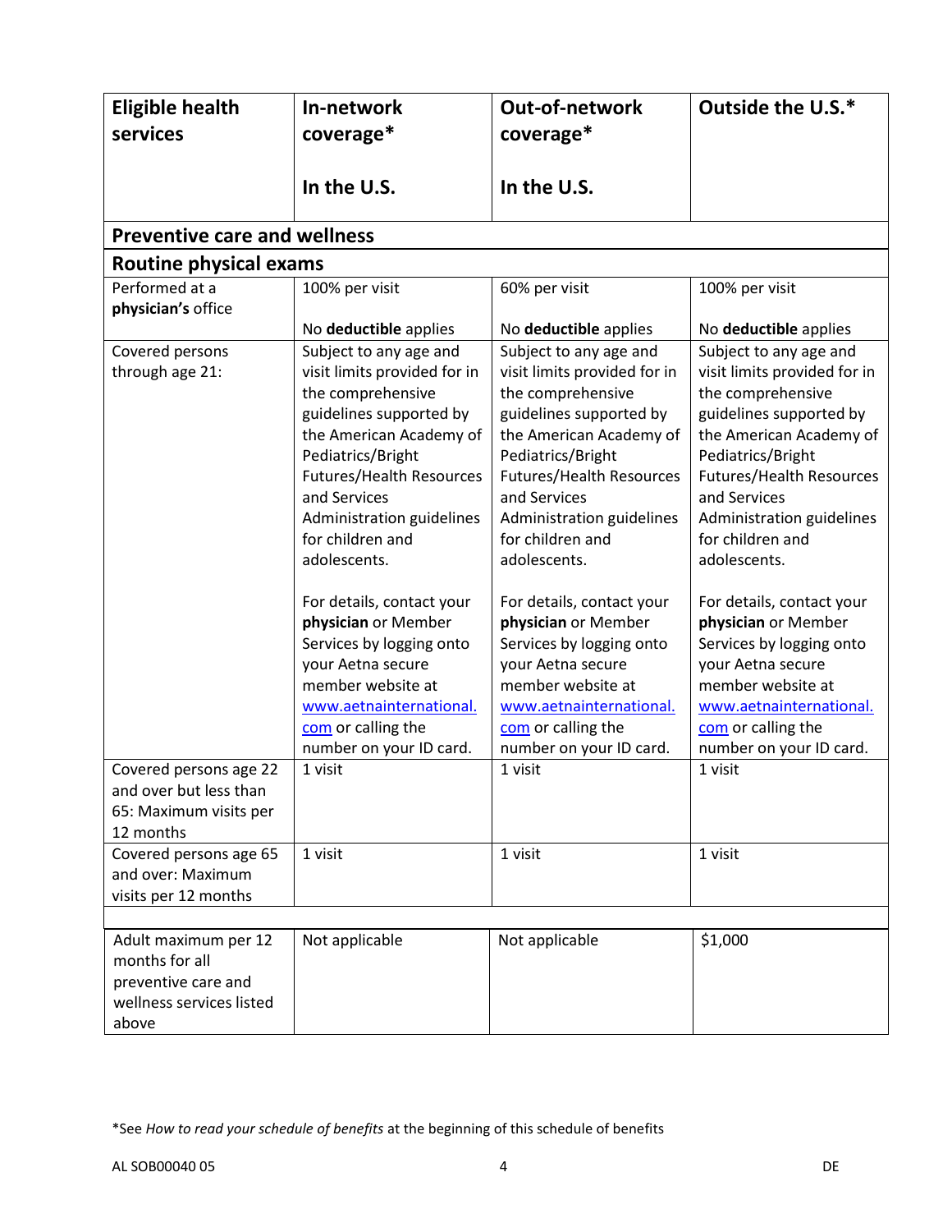| Eligible health services | In-network coverage*<br><br>In the U.S. | Out-of-network coverage*<br><br>In the U.S. | Outside the U.S.* |
|---|---|---|---|
| **Preventive care and wellness** | | | |
| **Routine physical exams** | | | |
| Performed at a **physician's** office | 100% per visit<br><br>No **deductible** applies | 60% per visit<br><br>No **deductible** applies | 100% per visit<br><br>No **deductible** applies |
| Covered persons through age 21: | Subject to any age and visit limits provided for in the comprehensive guidelines supported by the American Academy of Pediatrics/Bright Futures/Health Resources and Services Administration guidelines for children and adolescents.<br><br>For details, contact your **physician** or Member Services by logging onto your Aetna secure member website at www.aetnainternational.com or calling the number on your ID card. | Subject to any age and visit limits provided for in the comprehensive guidelines supported by the American Academy of Pediatrics/Bright Futures/Health Resources and Services Administration guidelines for children and adolescents.<br><br>For details, contact your **physician** or Member Services by logging onto your Aetna secure member website at www.aetnainternational.com or calling the number on your ID card. | Subject to any age and visit limits provided for in the comprehensive guidelines supported by the American Academy of Pediatrics/Bright Futures/Health Resources and Services Administration guidelines for children and adolescents.<br><br>For details, contact your **physician** or Member Services by logging onto your Aetna secure member website at www.aetnainternational.com or calling the number on your ID card. |
| Covered persons age 22 and over but less than 65: Maximum visits per 12 months | 1 visit | 1 visit | 1 visit |
| Covered persons age 65 and over: Maximum visits per 12 months | 1 visit | 1 visit | 1 visit |
| | | | |
| Adult maximum per 12 months for all preventive care and wellness services listed above | Not applicable | Not applicable | $1,000 |

*See *How to read your schedule of benefits* at the beginning of this schedule of benefits

AL SOB00040 05 DE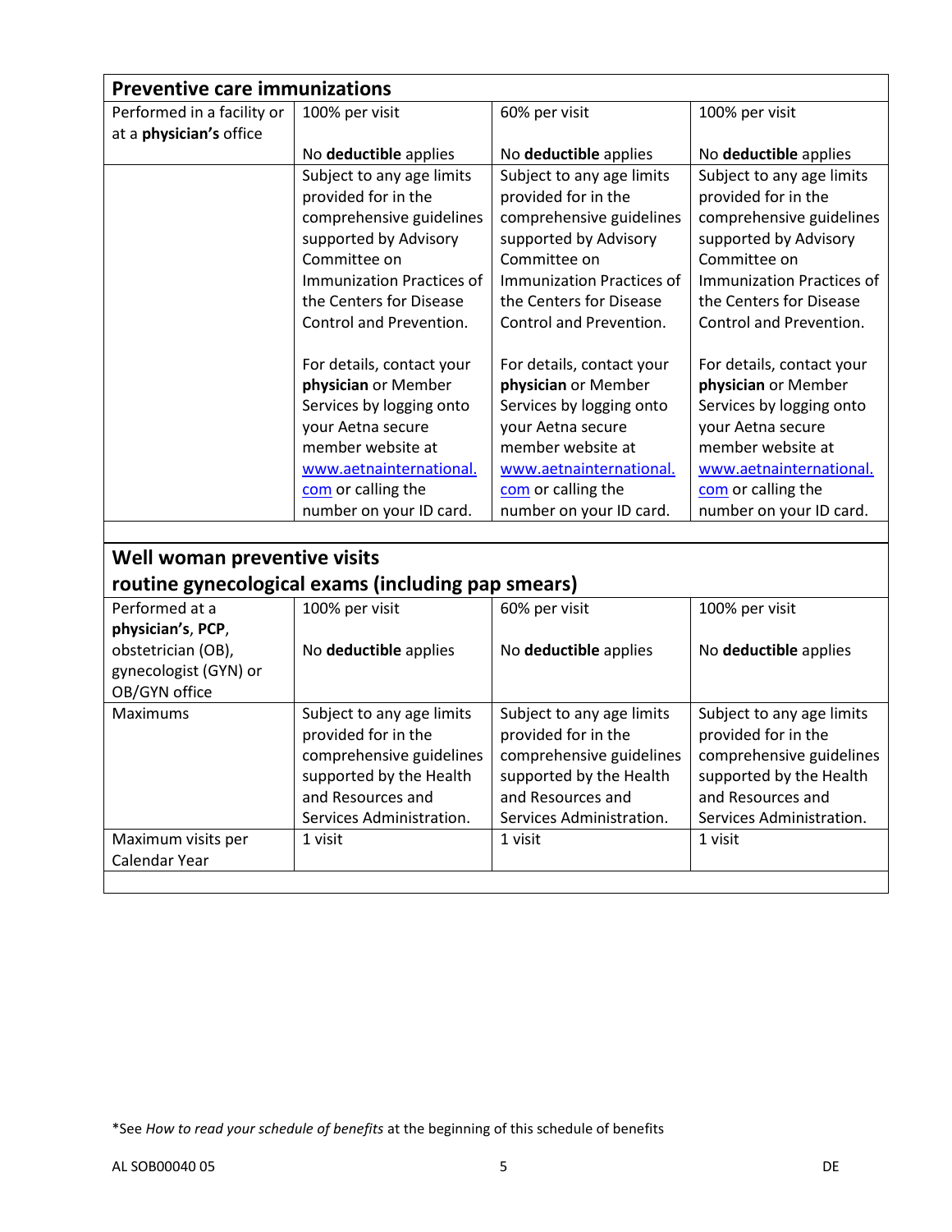| Preventive care immunizations | | | |
|---|---|---|---|
| Performed in a facility or at a **physician's** office | 100% per visit<br><br>No **deductible** applies | 60% per visit<br><br>No **deductible** applies | 100% per visit<br><br>No **deductible** applies |
| | Subject to any age limits provided for in the comprehensive guidelines supported by Advisory Committee on Immunization Practices of the Centers for Disease Control and Prevention.<br><br>For details, contact your **physician** or Member Services by logging onto your Aetna secure member website at www.aetnainternational.com or calling the number on your ID card. | Subject to any age limits provided for in the comprehensive guidelines supported by Advisory Committee on Immunization Practices of the Centers for Disease Control and Prevention.<br><br>For details, contact your **physician** or Member Services by logging onto your Aetna secure member website at www.aetnainternational.com or calling the number on your ID card. | Subject to any age limits provided for in the comprehensive guidelines supported by Advisory Committee on Immunization Practices of the Centers for Disease Control and Prevention.<br><br>For details, contact your **physician** or Member Services by logging onto your Aetna secure member website at www.aetnainternational.com or calling the number on your ID card. |

| Well woman preventive visits<br>routine gynecological exams (including pap smears) | | | |
|---|---|---|---|
| Performed at a **physician's**, **PCP**, obstetrician (OB), gynecologist (GYN) or OB/GYN office | 100% per visit<br><br>No **deductible** applies | 60% per visit<br><br>No **deductible** applies | 100% per visit<br><br>No **deductible** applies |
| Maximums | Subject to any age limits provided for in the comprehensive guidelines supported by the Health and Resources and Services Administration. | Subject to any age limits provided for in the comprehensive guidelines supported by the Health and Resources and Services Administration. | Subject to any age limits provided for in the comprehensive guidelines supported by the Health and Resources and Services Administration. |
| Maximum visits per Calendar Year | 1 visit | 1 visit | 1 visit |

*See *How to read your schedule of benefits* at the beginning of this schedule of benefits

AL SOB00040 05 DE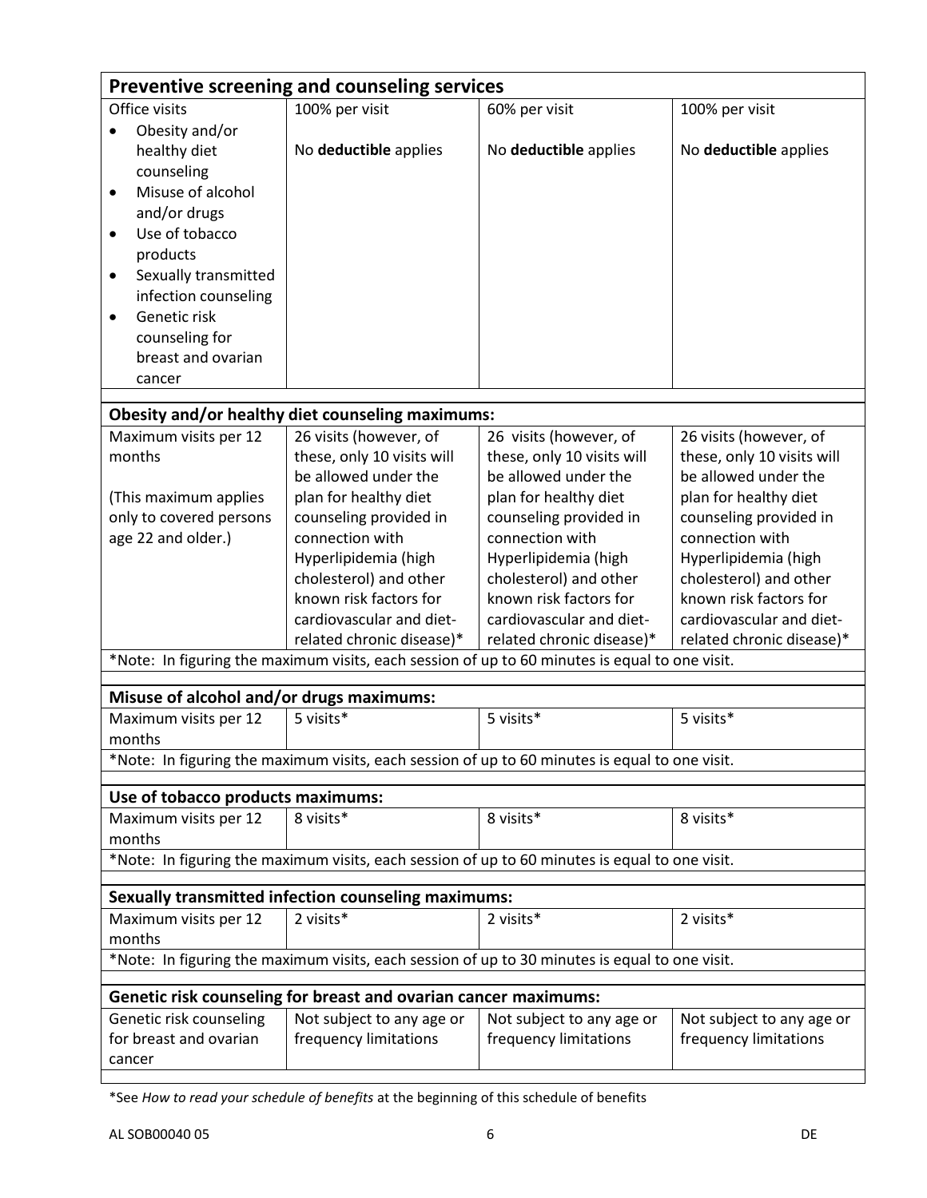| Preventive screening and counseling services | | | |
|---|---|---|---|
| Office visits<br>• Obesity and/or healthy diet counseling<br>• Misuse of alcohol and/or drugs<br>• Use of tobacco products<br>• Sexually transmitted infection counseling<br>• Genetic risk counseling for breast and ovarian cancer | 100% per visit<br><br>No **deductible** applies | 60% per visit<br><br>No **deductible** applies | 100% per visit<br><br>No **deductible** applies |
| **Obesity and/or healthy diet counseling maximums:** | | | |
| Maximum visits per 12 months<br><br>(This maximum applies only to covered persons age 22 and older.) | 26 visits (however, of these, only 10 visits will be allowed under the plan for healthy diet counseling provided in connection with Hyperlipidemia (high cholesterol) and other known risk factors for cardiovascular and diet-related chronic disease)* | 26 visits (however, of these, only 10 visits will be allowed under the plan for healthy diet counseling provided in connection with Hyperlipidemia (high cholesterol) and other known risk factors for cardiovascular and diet-related chronic disease)* | 26 visits (however, of these, only 10 visits will be allowed under the plan for healthy diet counseling provided in connection with Hyperlipidemia (high cholesterol) and other known risk factors for cardiovascular and diet-related chronic disease)* |
| *Note: In figuring the maximum visits, each session of up to 60 minutes is equal to one visit. | | | |
| **Misuse of alcohol and/or drugs maximums:** | | | |
| Maximum visits per 12 months | 5 visits* | 5 visits* | 5 visits* |
| *Note: In figuring the maximum visits, each session of up to 60 minutes is equal to one visit. | | | |
| **Use of tobacco products maximums:** | | | |
| Maximum visits per 12 months | 8 visits* | 8 visits* | 8 visits* |
| *Note: In figuring the maximum visits, each session of up to 60 minutes is equal to one visit. | | | |
| **Sexually transmitted infection counseling maximums:** | | | |
| Maximum visits per 12 months | 2 visits* | 2 visits* | 2 visits* |
| *Note: In figuring the maximum visits, each session of up to 30 minutes is equal to one visit. | | | |
| **Genetic risk counseling for breast and ovarian cancer maximums:** | | | |
| Genetic risk counseling for breast and ovarian cancer | Not subject to any age or frequency limitations | Not subject to any age or frequency limitations | Not subject to any age or frequency limitations |

*See *How to read your schedule of benefits* at the beginning of this schedule of benefits

AL SOB00040 05 DE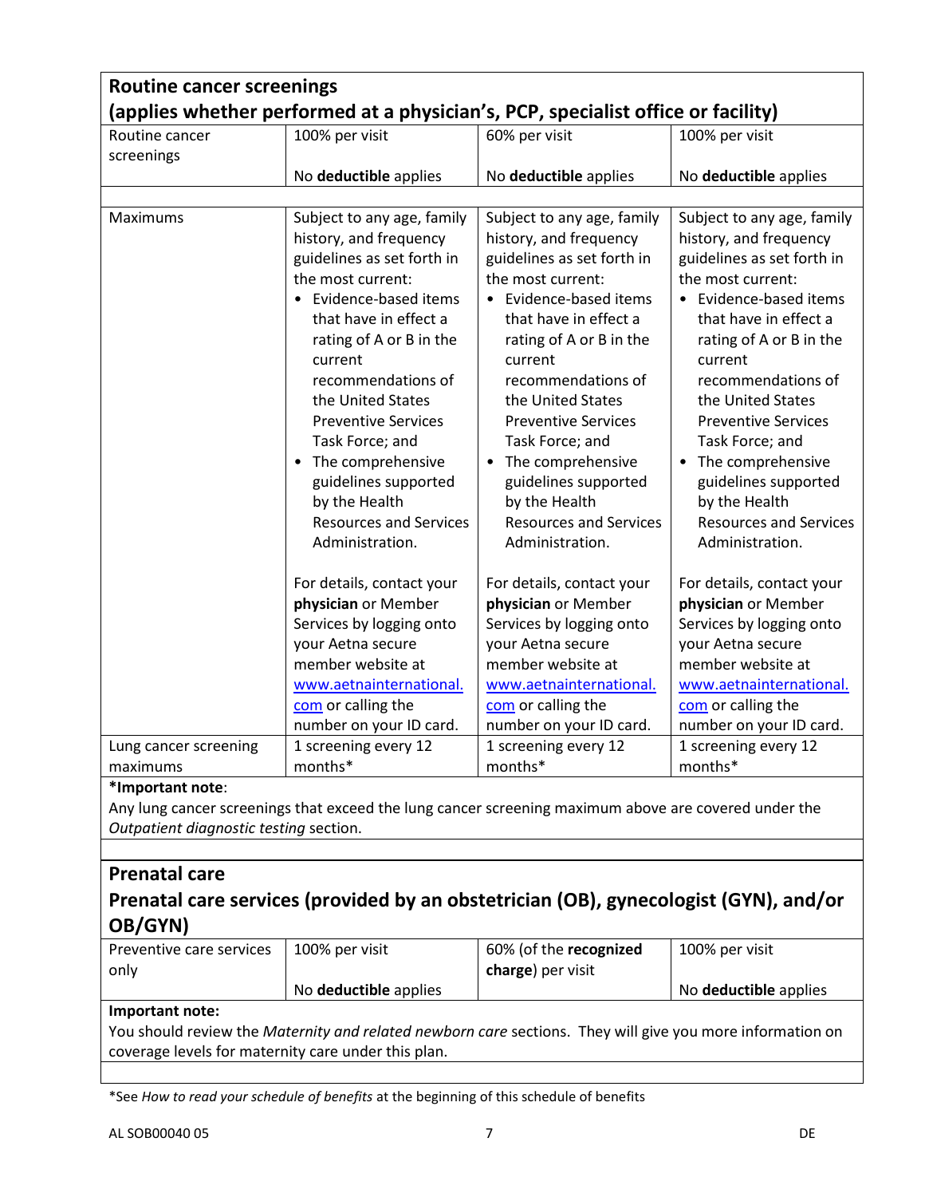## Routine cancer screenings
## (applies whether performed at a physician's, PCP, specialist office or facility)

| | | | |
|---|---|---|---|
| Routine cancer screenings | 100% per visit<br><br>No **deductible** applies | 60% per visit<br><br>No **deductible** applies | 100% per visit<br><br>No **deductible** applies |
| Maximums | Subject to any age, family history, and frequency guidelines as set forth in the most current:<br>• Evidence-based items that have in effect a rating of A or B in the current recommendations of the United States Preventive Services Task Force; and<br>• The comprehensive guidelines supported by the Health Resources and Services Administration.<br><br>For details, contact your **physician** or Member Services by logging onto your Aetna secure member website at www.aetnainternational.com or calling the number on your ID card. | Subject to any age, family history, and frequency guidelines as set forth in the most current:<br>• Evidence-based items that have in effect a rating of A or B in the current recommendations of the United States Preventive Services Task Force; and<br>• The comprehensive guidelines supported by the Health Resources and Services Administration.<br><br>For details, contact your **physician** or Member Services by logging onto your Aetna secure member website at www.aetnainternational.com or calling the number on your ID card. | Subject to any age, family history, and frequency guidelines as set forth in the most current:<br>• Evidence-based items that have in effect a rating of A or B in the current recommendations of the United States Preventive Services Task Force; and<br>• The comprehensive guidelines supported by the Health Resources and Services Administration.<br><br>For details, contact your **physician** or Member Services by logging onto your Aetna secure member website at www.aetnainternational.com or calling the number on your ID card. |
| Lung cancer screening maximums | 1 screening every 12 months* | 1 screening every 12 months* | 1 screening every 12 months* |

***Important note**:
Any lung cancer screenings that exceed the lung cancer screening maximum above are covered under the *Outpatient diagnostic testing* section.

## Prenatal care
## Prenatal care services (provided by an obstetrician (OB), gynecologist (GYN), and/or OB/GYN)

| | | | |
|---|---|---|---|
| Preventive care services only | 100% per visit<br><br>No **deductible** applies | 60% (of the **recognized charge**) per visit | 100% per visit<br><br>No **deductible** applies |

**Important note:**
You should review the *Maternity and related newborn care* sections. They will give you more information on coverage levels for maternity care under this plan.

*See *How to read your schedule of benefits* at the beginning of this schedule of benefits

AL SOB00040 05 DE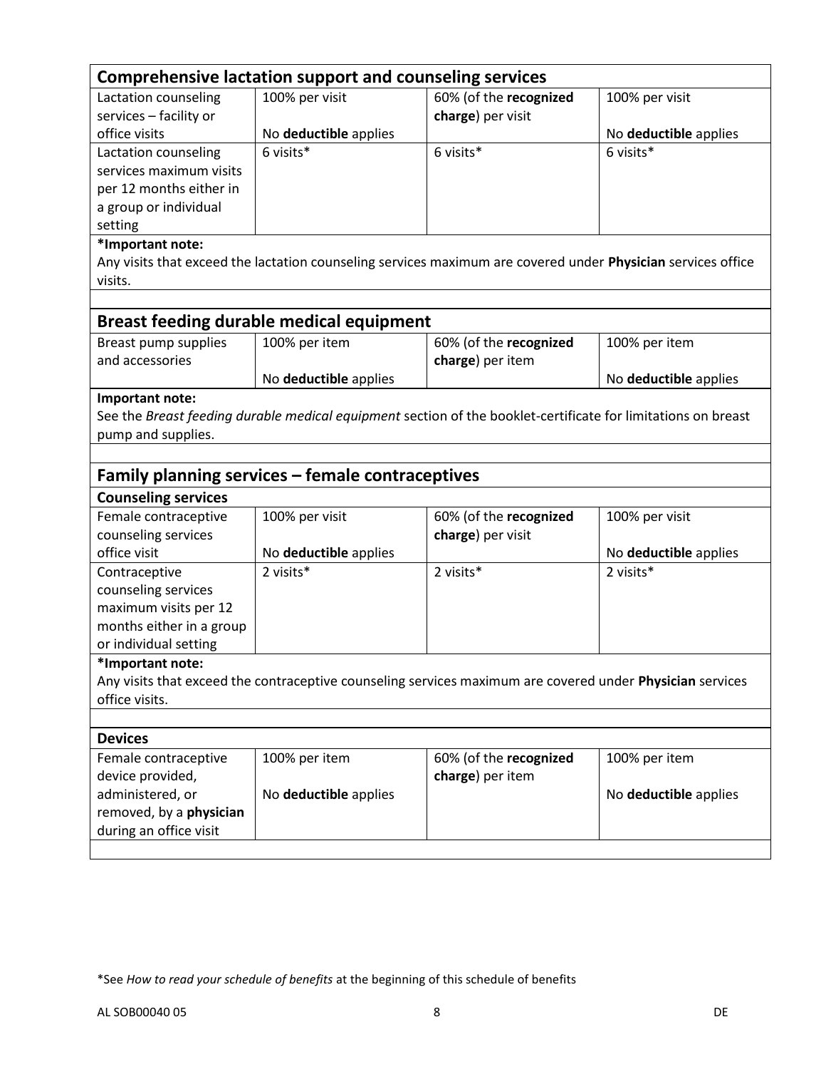## Comprehensive lactation support and counseling services

| | | | |
|---|---|---|---|
| Lactation counseling services – facility or office visits | 100% per visit<br><br>No **deductible** applies | 60% (of the **recognized charge**) per visit | 100% per visit<br><br>No **deductible** applies |
| Lactation counseling services maximum visits per 12 months either in a group or individual setting | 6 visits* | 6 visits* | 6 visits* |

***Important note:**
Any visits that exceed the lactation counseling services maximum are covered under **Physician** services office visits.

## Breast feeding durable medical equipment

| | | | |
|---|---|---|---|
| Breast pump supplies and accessories | 100% per item<br><br>No **deductible** applies | 60% (of the **recognized charge**) per item | 100% per item<br><br>No **deductible** applies |

**Important note:**
See the *Breast feeding durable medical equipment* section of the booklet-certificate for limitations on breast pump and supplies.

## Family planning services – female contraceptives

### Counseling services

| | | | |
|---|---|---|---|
| Female contraceptive counseling services office visit | 100% per visit<br><br>No **deductible** applies | 60% (of the **recognized charge**) per visit | 100% per visit<br><br>No **deductible** applies |
| Contraceptive counseling services maximum visits per 12 months either in a group or individual setting | 2 visits* | 2 visits* | 2 visits* |

***Important note:**
Any visits that exceed the contraceptive counseling services maximum are covered under **Physician** services office visits.

### Devices

| | | | |
|---|---|---|---|
| Female contraceptive device provided, administered, or removed, by a **physician** during an office visit | 100% per item<br><br>No **deductible** applies | 60% (of the **recognized charge**) per item | 100% per item<br><br>No **deductible** applies |

*See *How to read your schedule of benefits* at the beginning of this schedule of benefits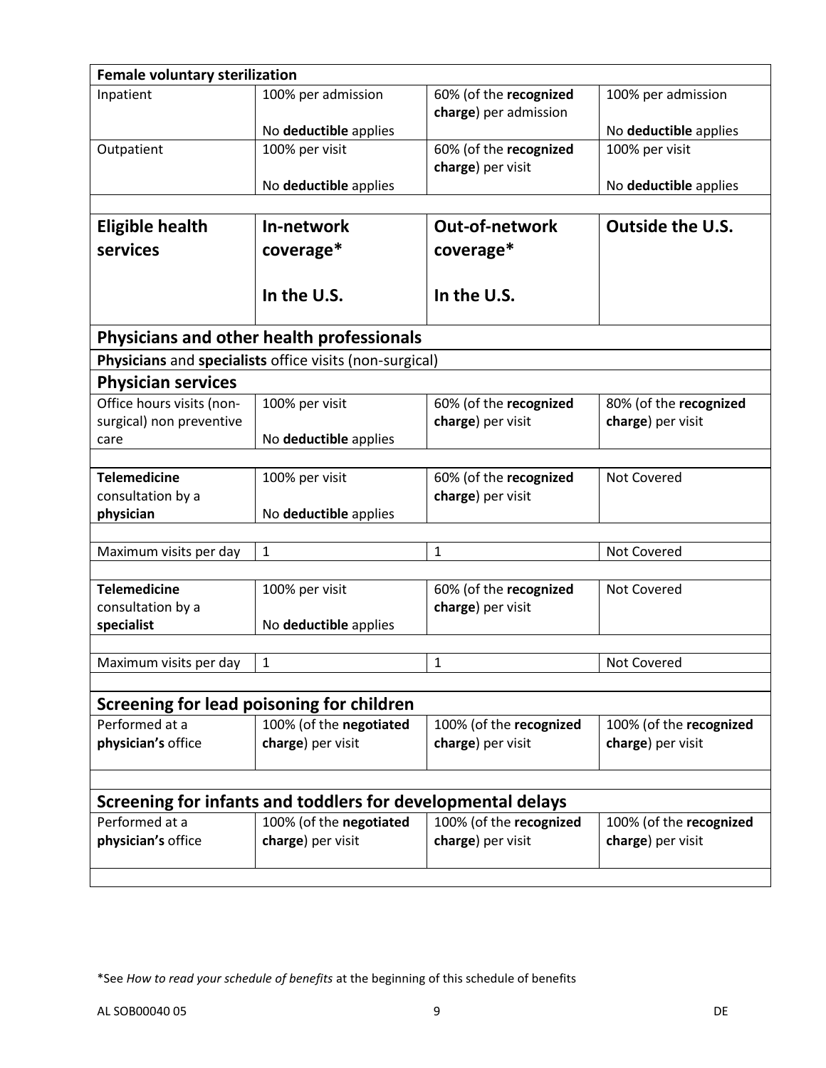| **Female voluntary sterilization** | | | |
|---|---|---|---|
| Inpatient | 100% per admission<br><br>No **deductible** applies | 60% (of the **recognized charge**) per admission | 100% per admission<br><br>No **deductible** applies |
| Outpatient | 100% per visit<br><br>No **deductible** applies | 60% (of the **recognized charge**) per visit | 100% per visit<br><br>No **deductible** applies |

| **Eligible health services** | **In-network coverage\*<br><br>In the U.S.** | **Out-of-network coverage\*<br><br>In the U.S.** | **Outside the U.S.** |
|---|---|---|---|
| **Physicians and other health professionals** | | | |
| **Physicians** and **specialists** office visits (non-surgical) | | | |
| **Physician services** | | | |
| Office hours visits (non-surgical) non preventive care | 100% per visit<br><br>No **deductible** applies | 60% (of the **recognized charge**) per visit | 80% (of the **recognized charge**) per visit |
| **Telemedicine** consultation by a **physician** | 100% per visit<br><br>No **deductible** applies | 60% (of the **recognized charge**) per visit | Not Covered |
| Maximum visits per day | 1 | 1 | Not Covered |
| **Telemedicine** consultation by a **specialist** | 100% per visit<br><br>No **deductible** applies | 60% (of the **recognized charge**) per visit | Not Covered |
| Maximum visits per day | 1 | 1 | Not Covered |
| **Screening for lead poisoning for children** | | | |
| Performed at a **physician's** office | 100% (of the **negotiated charge**) per visit | 100% (of the **recognized charge**) per visit | 100% (of the **recognized charge**) per visit |
| **Screening for infants and toddlers for developmental delays** | | | |
| Performed at a **physician's** office | 100% (of the **negotiated charge**) per visit | 100% (of the **recognized charge**) per visit | 100% (of the **recognized charge**) per visit |

*See *How to read your schedule of benefits* at the beginning of this schedule of benefits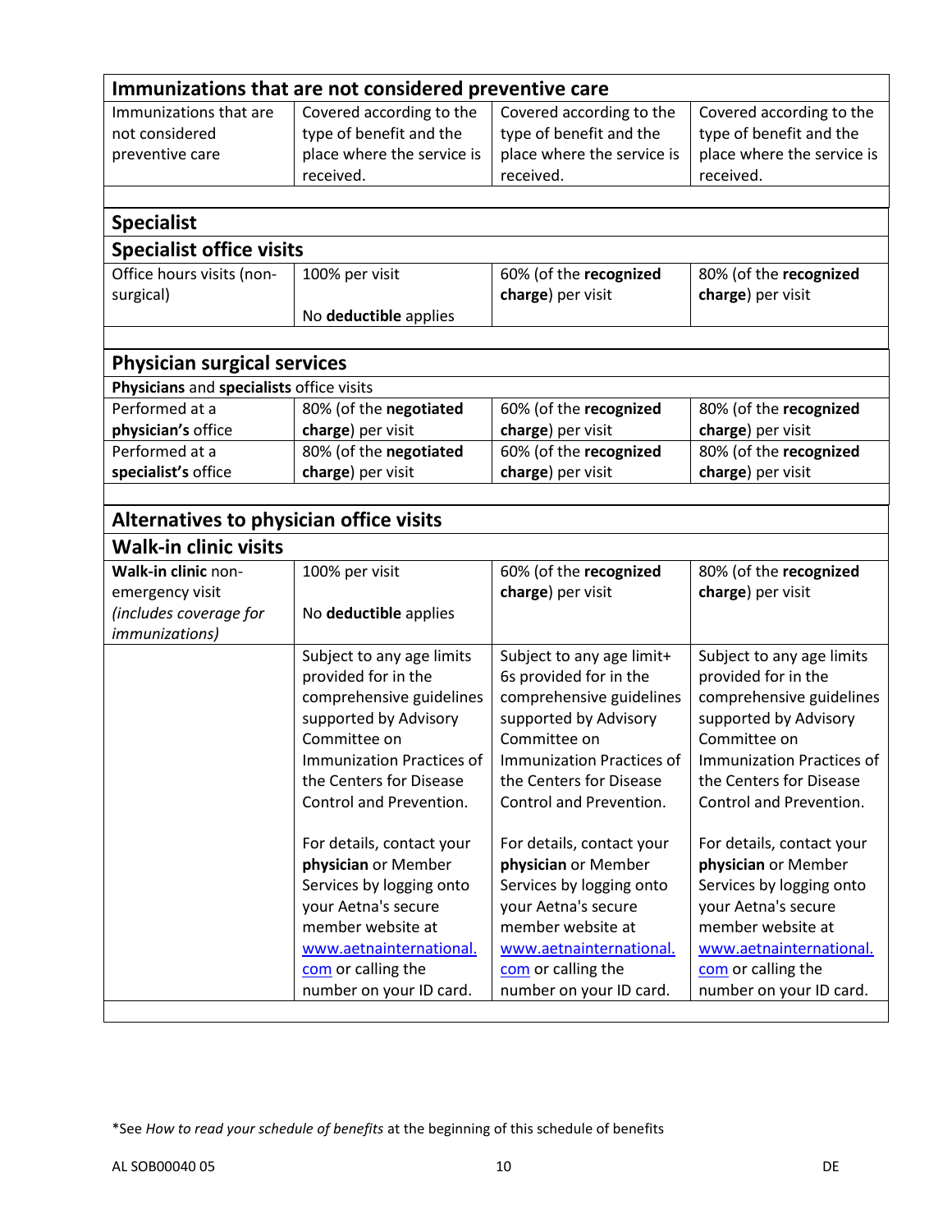| | | | |
|---|---|---|---|
| **Immunizations that are not considered preventive care** | | | |
| Immunizations that are not considered preventive care | Covered according to the type of benefit and the place where the service is received. | Covered according to the type of benefit and the place where the service is received. | Covered according to the type of benefit and the place where the service is received. |
| | | | |
| **Specialist** | | | |
| **Specialist office visits** | | | |
| Office hours visits (non-surgical) | 100% per visit<br><br>No **deductible** applies | 60% (of the **recognized charge**) per visit | 80% (of the **recognized charge**) per visit |
| | | | |
| **Physician surgical services** | | | |
| **Physicians** and **specialists** office visits | | | |
| Performed at a **physician's** office | 80% (of the **negotiated charge**) per visit | 60% (of the **recognized charge**) per visit | 80% (of the **recognized charge**) per visit |
| Performed at a **specialist's** office | 80% (of the **negotiated charge**) per visit | 60% (of the **recognized charge**) per visit | 80% (of the **recognized charge**) per visit |
| | | | |
| **Alternatives to physician office visits** | | | |
| **Walk-in clinic visits** | | | |
| **Walk-in clinic** non-emergency visit *(includes coverage for immunizations)* | 100% per visit<br><br>No **deductible** applies | 60% (of the **recognized charge**) per visit | 80% (of the **recognized charge**) per visit |
| | Subject to any age limits provided for in the comprehensive guidelines supported by Advisory Committee on Immunization Practices of the Centers for Disease Control and Prevention.<br><br>For details, contact your **physician** or Member Services by logging onto your Aetna's secure member website at www.aetnainternational.com or calling the number on your ID card. | Subject to any age limit+ 6s provided for in the comprehensive guidelines supported by Advisory Committee on Immunization Practices of the Centers for Disease Control and Prevention.<br><br>For details, contact your **physician** or Member Services by logging onto your Aetna's secure member website at www.aetnainternational.com or calling the number on your ID card. | Subject to any age limits provided for in the comprehensive guidelines supported by Advisory Committee on Immunization Practices of the Centers for Disease Control and Prevention.<br><br>For details, contact your **physician** or Member Services by logging onto your Aetna's secure member website at www.aetnainternational.com or calling the number on your ID card. |

*See *How to read your schedule of benefits* at the beginning of this schedule of benefits

AL SOB00040 05 DE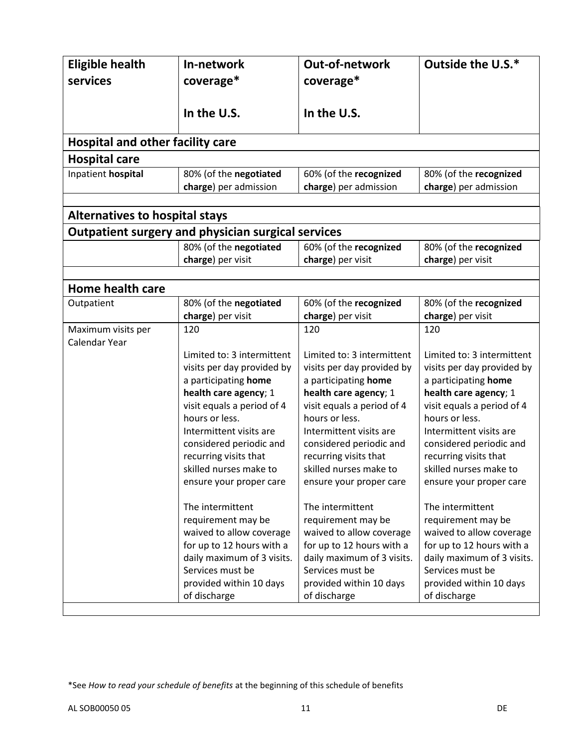| Eligible health services | In-network coverage*<br><br>In the U.S. | Out-of-network coverage*<br><br>In the U.S. | Outside the U.S.* |
|---|---|---|---|
| **Hospital and other facility care** | | | |
| **Hospital care** | | | |
| Inpatient **hospital** | 80% (of the **negotiated charge**) per admission | 60% (of the **recognized charge**) per admission | 80% (of the **recognized charge**) per admission |
| | | | |
| **Alternatives to hospital stays** | | | |
| **Outpatient surgery and physician surgical services** | | | |
| | 80% (of the **negotiated charge**) per visit | 60% (of the **recognized charge**) per visit | 80% (of the **recognized charge**) per visit |
| | | | |
| **Home health care** | | | |
| Outpatient | 80% (of the **negotiated charge**) per visit | 60% (of the **recognized charge**) per visit | 80% (of the **recognized charge**) per visit |
| Maximum visits per Calendar Year | 120<br><br>Limited to: 3 intermittent visits per day provided by a participating **home health care agency**; 1 visit equals a period of 4 hours or less. Intermittent visits are considered periodic and recurring visits that skilled nurses make to ensure your proper care<br><br>The intermittent requirement may be waived to allow coverage for up to 12 hours with a daily maximum of 3 visits. Services must be provided within 10 days of discharge | 120<br><br>Limited to: 3 intermittent visits per day provided by a participating **home health care agency**; 1 visit equals a period of 4 hours or less. Intermittent visits are considered periodic and recurring visits that skilled nurses make to ensure your proper care<br><br>The intermittent requirement may be waived to allow coverage for up to 12 hours with a daily maximum of 3 visits. Services must be provided within 10 days of discharge | 120<br><br>Limited to: 3 intermittent visits per day provided by a participating **home health care agency**; 1 visit equals a period of 4 hours or less. Intermittent visits are considered periodic and recurring visits that skilled nurses make to ensure your proper care<br><br>The intermittent requirement may be waived to allow coverage for up to 12 hours with a daily maximum of 3 visits. Services must be provided within 10 days of discharge |

*See *How to read your schedule of benefits* at the beginning of this schedule of benefits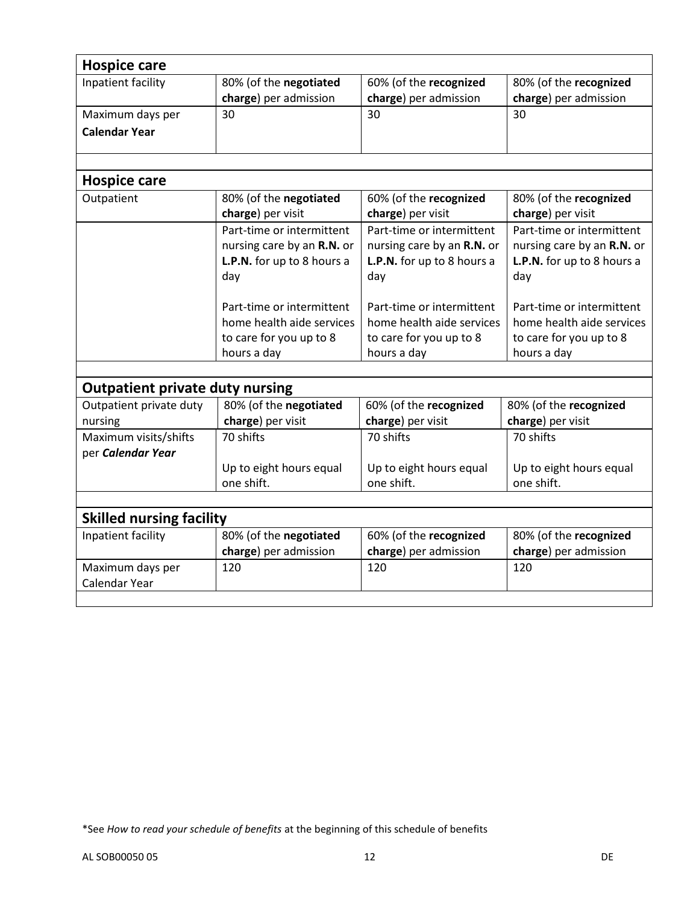| **Hospice care** | | | |
| --- | --- | --- | --- |
| Inpatient facility | 80% (of the **negotiated charge**) per admission | 60% (of the **recognized charge**) per admission | 80% (of the **recognized charge**) per admission |
| Maximum days per **Calendar Year** | 30 | 30 | 30 |

| **Hospice care** | | | |
| --- | --- | --- | --- |
| Outpatient | 80% (of the **negotiated charge**) per visit | 60% (of the **recognized charge**) per visit | 80% (of the **recognized charge**) per visit |
| | Part-time or intermittent nursing care by an **R.N.** or **L.P.N.** for up to 8 hours a day<br><br>Part-time or intermittent home health aide services to care for you up to 8 hours a day | Part-time or intermittent nursing care by an **R.N.** or **L.P.N.** for up to 8 hours a day<br><br>Part-time or intermittent home health aide services to care for you up to 8 hours a day | Part-time or intermittent nursing care by an **R.N.** or **L.P.N.** for up to 8 hours a day<br><br>Part-time or intermittent home health aide services to care for you up to 8 hours a day |

| **Outpatient private duty nursing** | | | |
| --- | --- | --- | --- |
| Outpatient private duty nursing | 80% (of the **negotiated charge**) per visit | 60% (of the **recognized charge**) per visit | 80% (of the **recognized charge**) per visit |
| Maximum visits/shifts per ***Calendar Year*** | 70 shifts<br><br>Up to eight hours equal one shift. | 70 shifts<br><br>Up to eight hours equal one shift. | 70 shifts<br><br>Up to eight hours equal one shift. |

| **Skilled nursing facility** | | | |
| --- | --- | --- | --- |
| Inpatient facility | 80% (of the **negotiated charge**) per admission | 60% (of the **recognized charge**) per admission | 80% (of the **recognized charge**) per admission |
| Maximum days per Calendar Year | 120 | 120 | 120 |

*See *How to read your schedule of benefits* at the beginning of this schedule of benefits

AL SOB00050 05 DE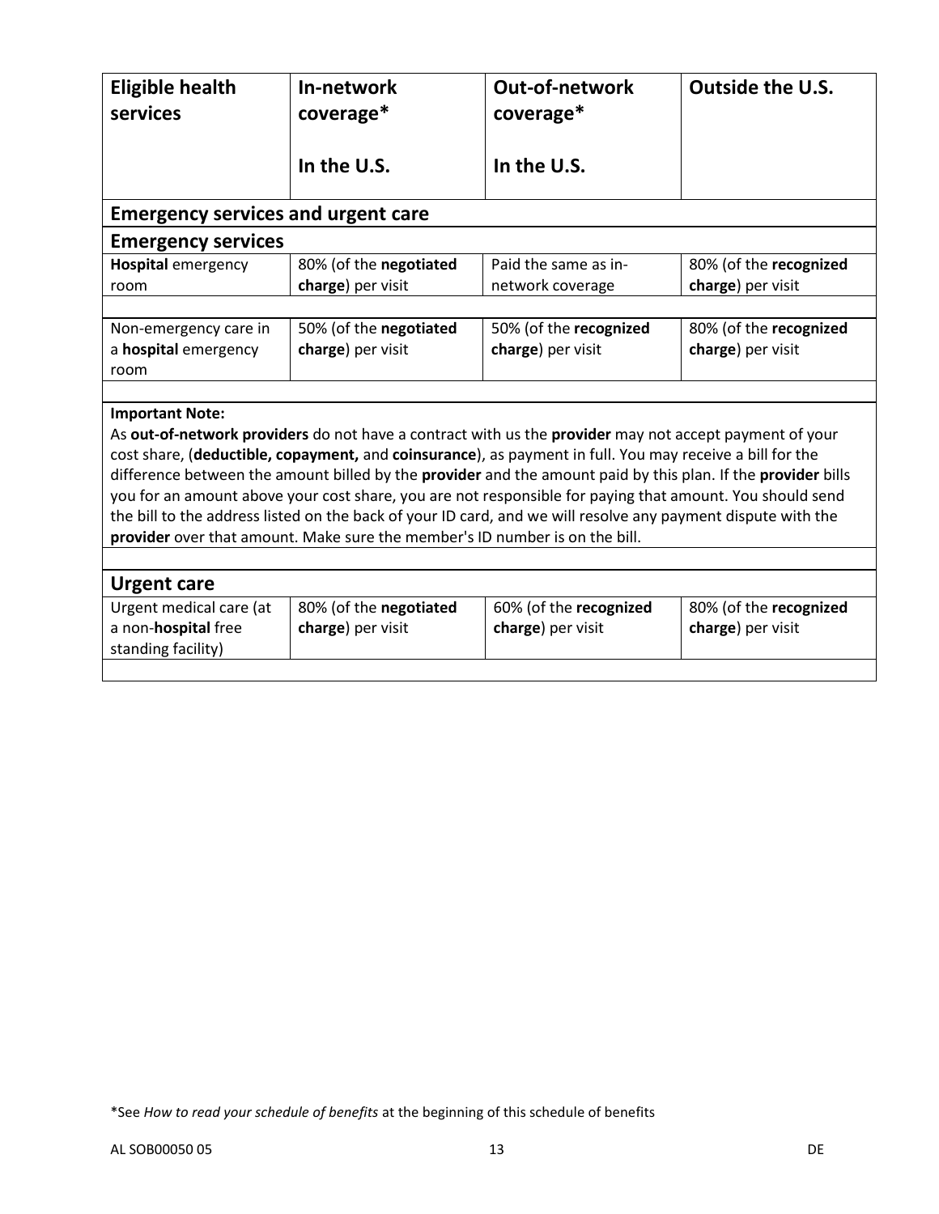| Eligible health services | In-network coverage*<br><br>In the U.S. | Out-of-network coverage*<br><br>In the U.S. | Outside the U.S. |
|---|---|---|---|
| **Emergency services and urgent care** | | | |
| **Emergency services** | | | |
| **Hospital** emergency room | 80% (of the **negotiated charge**) per visit | Paid the same as in-network coverage | 80% (of the **recognized charge**) per visit |
| Non-emergency care in a **hospital** emergency room | 50% (of the **negotiated charge**) per visit | 50% (of the **recognized charge**) per visit | 80% (of the **recognized charge**) per visit |

**Important Note:**
As **out-of-network providers** do not have a contract with us the **provider** may not accept payment of your cost share, (**deductible, copayment,** and **coinsurance**), as payment in full. You may receive a bill for the difference between the amount billed by the **provider** and the amount paid by this plan. If the **provider** bills you for an amount above your cost share, you are not responsible for paying that amount. You should send the bill to the address listed on the back of your ID card, and we will resolve any payment dispute with the **provider** over that amount. Make sure the member's ID number is on the bill.

| Eligible health services | In-network coverage* In the U.S. | Out-of-network coverage* In the U.S. | Outside the U.S. |
|---|---|---|---|
| **Urgent care** | | | |
| Urgent medical care (at a non-**hospital** free standing facility) | 80% (of the **negotiated charge**) per visit | 60% (of the **recognized charge**) per visit | 80% (of the **recognized charge**) per visit |

*See *How to read your schedule of benefits* at the beginning of this schedule of benefits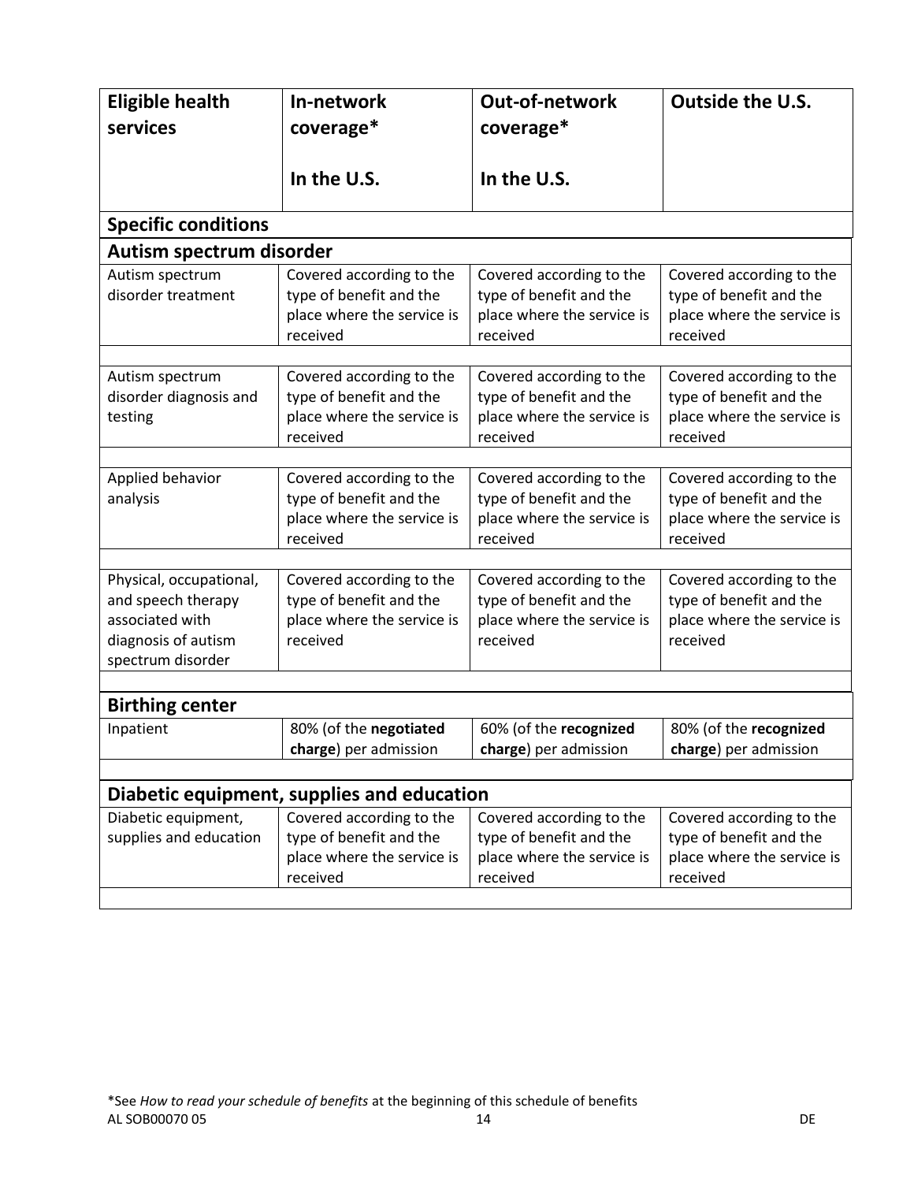| Eligible health services | In-network coverage*<br><br>In the U.S. | Out-of-network coverage*<br><br>In the U.S. | Outside the U.S. |
|---|---|---|---|
| **Specific conditions** | | | |
| **Autism spectrum disorder** | | | |
| Autism spectrum disorder treatment | Covered according to the type of benefit and the place where the service is received | Covered according to the type of benefit and the place where the service is received | Covered according to the type of benefit and the place where the service is received |
| Autism spectrum disorder diagnosis and testing | Covered according to the type of benefit and the place where the service is received | Covered according to the type of benefit and the place where the service is received | Covered according to the type of benefit and the place where the service is received |
| Applied behavior analysis | Covered according to the type of benefit and the place where the service is received | Covered according to the type of benefit and the place where the service is received | Covered according to the type of benefit and the place where the service is received |
| Physical, occupational, and speech therapy associated with diagnosis of autism spectrum disorder | Covered according to the type of benefit and the place where the service is received | Covered according to the type of benefit and the place where the service is received | Covered according to the type of benefit and the place where the service is received |
| **Birthing center** | | | |
| Inpatient | 80% (of the **negotiated charge**) per admission | 60% (of the **recognized charge**) per admission | 80% (of the **recognized charge**) per admission |
| **Diabetic equipment, supplies and education** | | | |
| Diabetic equipment, supplies and education | Covered according to the type of benefit and the place where the service is received | Covered according to the type of benefit and the place where the service is received | Covered according to the type of benefit and the place where the service is received |

*See *How to read your schedule of benefits* at the beginning of this schedule of benefits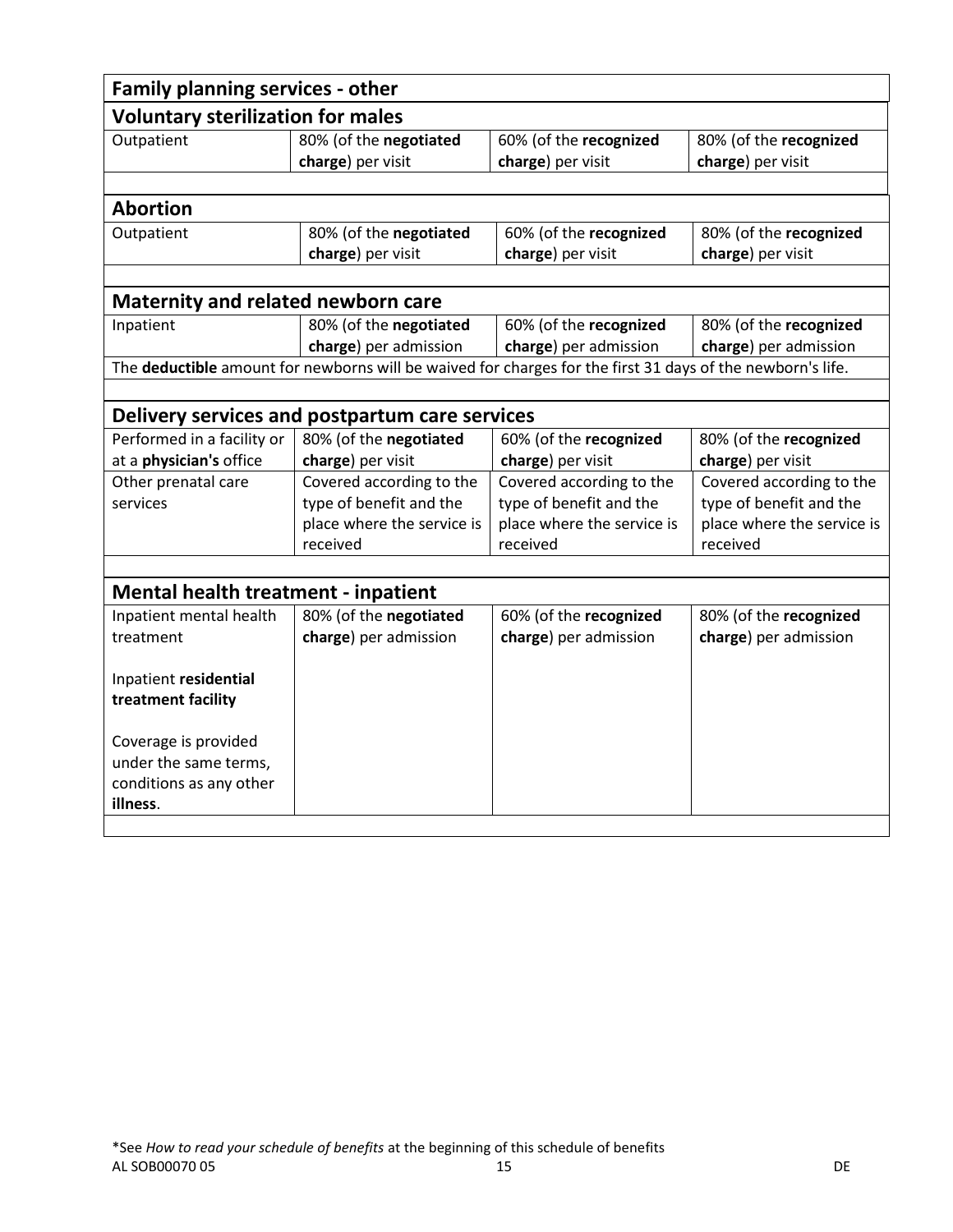| Family planning services - other | | | |
|---|---|---|---|
| **Voluntary sterilization for males** | | | |
| Outpatient | 80% (of the **negotiated charge**) per visit | 60% (of the **recognized charge**) per visit | 80% (of the **recognized charge**) per visit |
| | | | |
| **Abortion** | | | |
| Outpatient | 80% (of the **negotiated charge**) per visit | 60% (of the **recognized charge**) per visit | 80% (of the **recognized charge**) per visit |
| | | | |
| **Maternity and related newborn care** | | | |
| Inpatient | 80% (of the **negotiated charge**) per admission | 60% (of the **recognized charge**) per admission | 80% (of the **recognized charge**) per admission |
| The **deductible** amount for newborns will be waived for charges for the first 31 days of the newborn's life. | | | |
| | | | |
| **Delivery services and postpartum care services** | | | |
| Performed in a facility or at a **physician's** office | 80% (of the **negotiated charge**) per visit | 60% (of the **recognized charge**) per visit | 80% (of the **recognized charge**) per visit |
| Other prenatal care services | Covered according to the type of benefit and the place where the service is received | Covered according to the type of benefit and the place where the service is received | Covered according to the type of benefit and the place where the service is received |
| | | | |
| **Mental health treatment - inpatient** | | | |
| Inpatient mental health treatment<br><br>Inpatient **residential treatment facility**<br><br>Coverage is provided under the same terms, conditions as any other **illness**. | 80% (of the **negotiated charge**) per admission | 60% (of the **recognized charge**) per admission | 80% (of the **recognized charge**) per admission |

*See *How to read your schedule of benefits* at the beginning of this schedule of benefits

AL SOB00070 05 DE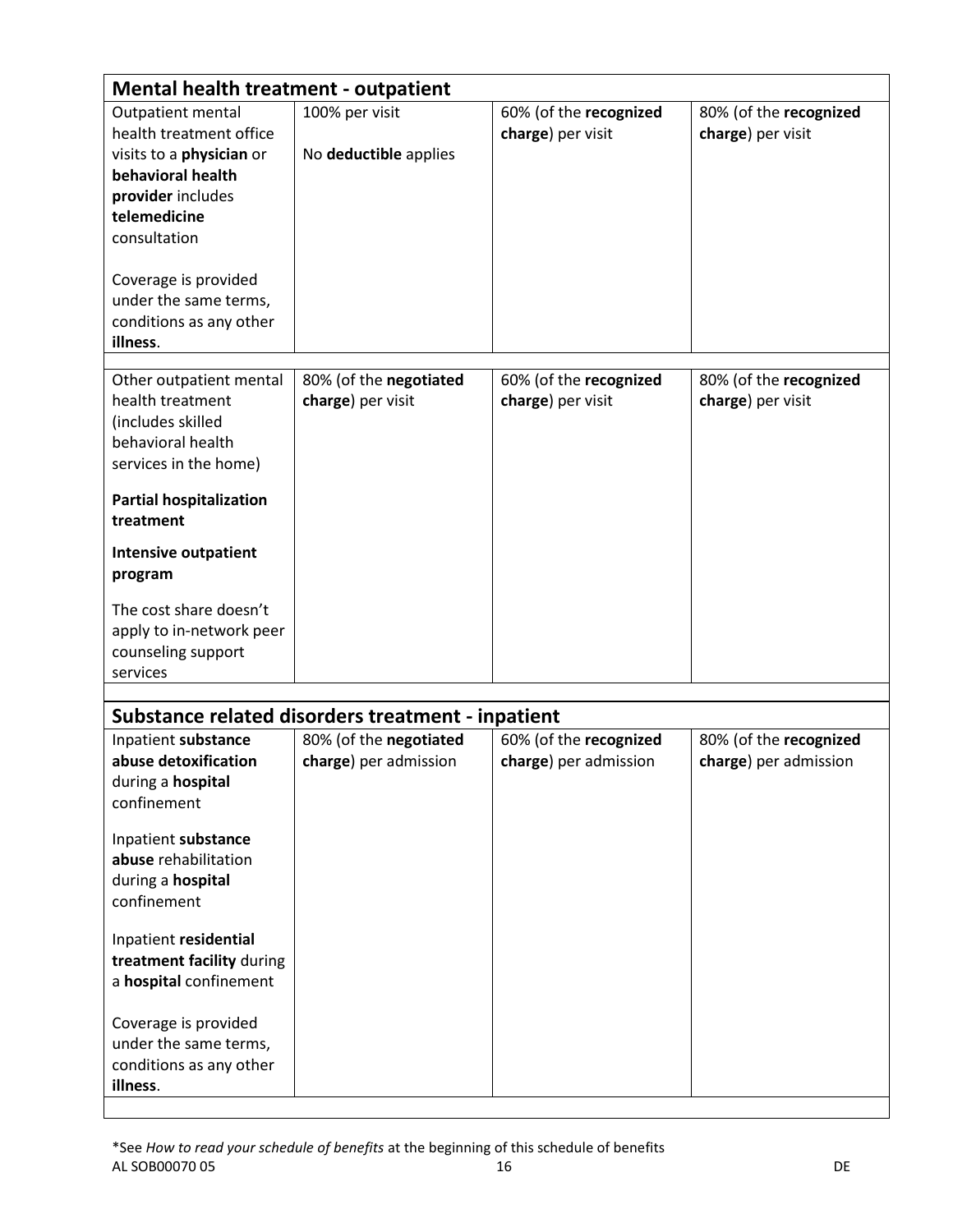| **Mental health treatment - outpatient** | | | |
|---|---|---|---|
| Outpatient mental health treatment office visits to a **physician** or **behavioral health provider** includes **telemedicine** consultation<br><br>Coverage is provided under the same terms, conditions as any other **illness**. | 100% per visit<br><br>No **deductible** applies | 60% (of the **recognized charge**) per visit | 80% (of the **recognized charge**) per visit |
| Other outpatient mental health treatment (includes skilled behavioral health services in the home)<br><br>**Partial hospitalization treatment**<br><br>**Intensive outpatient program**<br><br>The cost share doesn't apply to in-network peer counseling support services | 80% (of the **negotiated charge**) per visit | 60% (of the **recognized charge**) per visit | 80% (of the **recognized charge**) per visit |

| **Substance related disorders treatment - inpatient** | | | |
|---|---|---|---|
| Inpatient **substance abuse detoxification** during a **hospital** confinement<br><br>Inpatient **substance abuse** rehabilitation during a **hospital** confinement<br><br>Inpatient **residential treatment facility** during a **hospital** confinement<br><br>Coverage is provided under the same terms, conditions as any other **illness**. | 80% (of the **negotiated charge**) per admission | 60% (of the **recognized charge**) per admission | 80% (of the **recognized charge**) per admission |

*See *How to read your schedule of benefits* at the beginning of this schedule of benefits

AL SOB00070 05 DE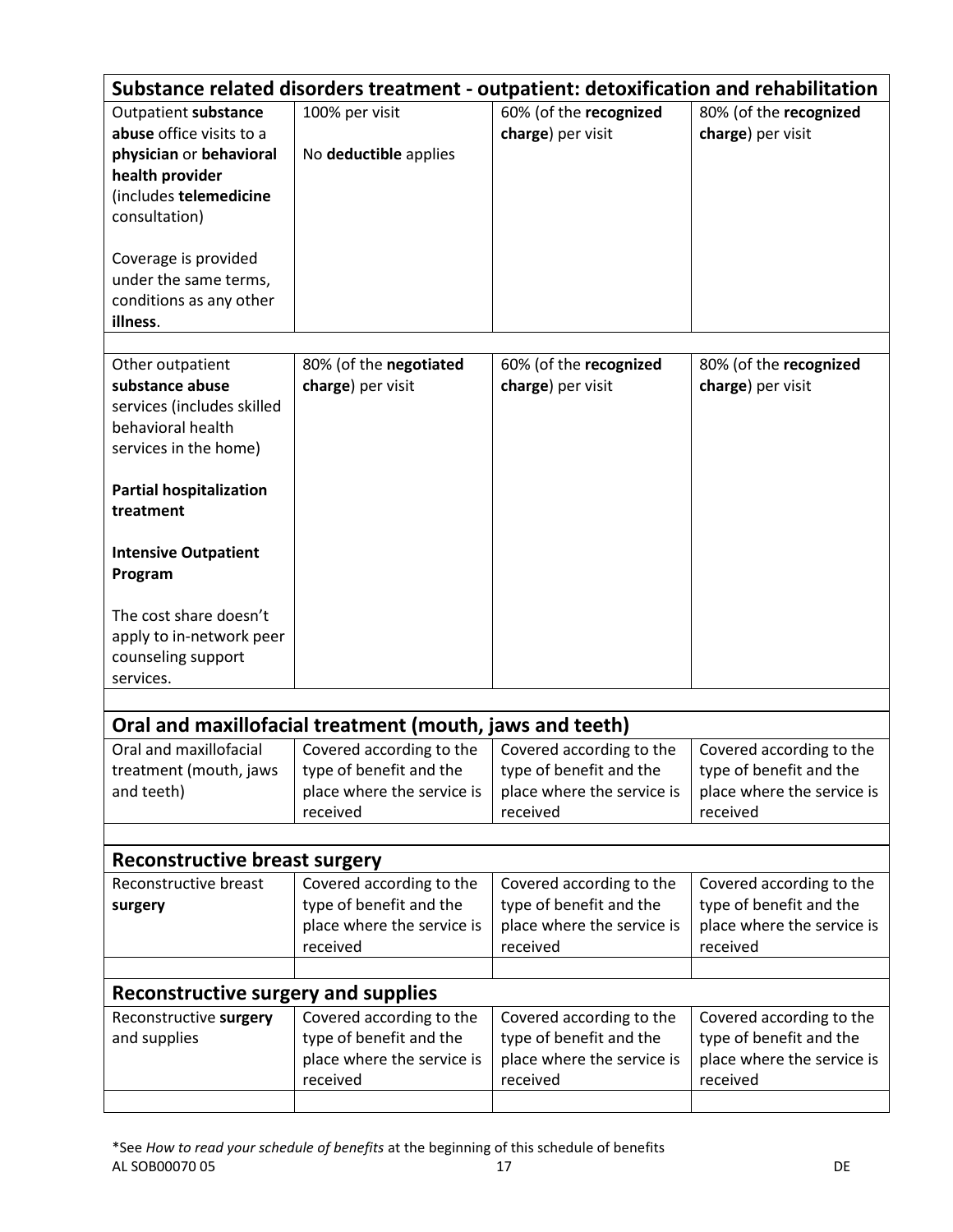| Substance related disorders treatment - outpatient: detoxification and rehabilitation | | | |
|---|---|---|---|
| Outpatient **substance abuse** office visits to a **physician** or **behavioral health provider** (includes **telemedicine** consultation)<br><br>Coverage is provided under the same terms, conditions as any other **illness**. | 100% per visit<br><br>No **deductible** applies | 60% (of the **recognized charge**) per visit | 80% (of the **recognized charge**) per visit |
| | | | |
| Other outpatient **substance abuse** services (includes skilled behavioral health services in the home)<br><br>**Partial hospitalization treatment**<br><br>**Intensive Outpatient Program**<br><br>The cost share doesn't apply to in-network peer counseling support services. | 80% (of the **negotiated charge**) per visit | 60% (of the **recognized charge**) per visit | 80% (of the **recognized charge**) per visit |
| | | | |
| **Oral and maxillofacial treatment (mouth, jaws and teeth)** | | | |
| Oral and maxillofacial treatment (mouth, jaws and teeth) | Covered according to the type of benefit and the place where the service is received | Covered according to the type of benefit and the place where the service is received | Covered according to the type of benefit and the place where the service is received |
| | | | |
| **Reconstructive breast surgery** | | | |
| Reconstructive breast **surgery** | Covered according to the type of benefit and the place where the service is received | Covered according to the type of benefit and the place where the service is received | Covered according to the type of benefit and the place where the service is received |
| | | | |
| **Reconstructive surgery and supplies** | | | |
| Reconstructive **surgery** and supplies | Covered according to the type of benefit and the place where the service is received | Covered according to the type of benefit and the place where the service is received | Covered according to the type of benefit and the place where the service is received |
| | | | |

*See *How to read your schedule of benefits* at the beginning of this schedule of benefits

AL SOB00070 05 DE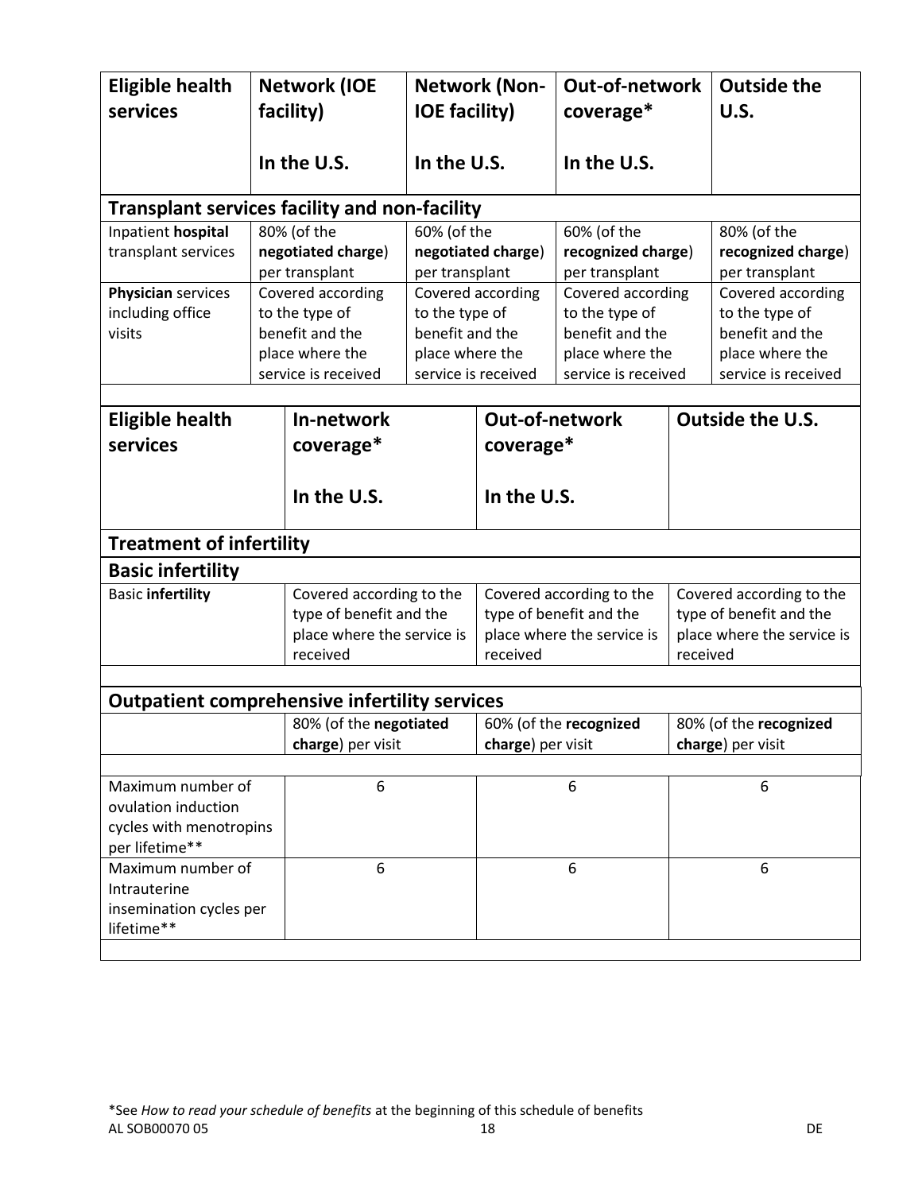| Eligible health services | Network (IOE facility)<br><br>In the U.S. | Network (Non-IOE facility)<br><br>In the U.S. | Out-of-network coverage*<br><br>In the U.S. | Outside the U.S. |
|---|---|---|---|---|
| **Transplant services facility and non-facility** | | | | |
| Inpatient **hospital** transplant services | 80% (of the **negotiated charge**) per transplant | 60% (of the **negotiated charge**) per transplant | 60% (of the **recognized charge**) per transplant | 80% (of the **recognized charge**) per transplant |
| **Physician** services including office visits | Covered according to the type of benefit and the place where the service is received | Covered according to the type of benefit and the place where the service is received | Covered according to the type of benefit and the place where the service is received | Covered according to the type of benefit and the place where the service is received |

| Eligible health services | In-network coverage*<br><br>In the U.S. | Out-of-network coverage*<br><br>In the U.S. | Outside the U.S. |
|---|---|---|---|
| **Treatment of infertility** | | | |
| **Basic infertility** | | | |
| Basic **infertility** | Covered according to the type of benefit and the place where the service is received | Covered according to the type of benefit and the place where the service is received | Covered according to the type of benefit and the place where the service is received |
| **Outpatient comprehensive infertility services** | | | |
| | 80% (of the **negotiated charge**) per visit | 60% (of the **recognized charge**) per visit | 80% (of the **recognized charge**) per visit |
| Maximum number of ovulation induction cycles with menotropins per lifetime** | 6 | 6 | 6 |
| Maximum number of Intrauterine insemination cycles per lifetime** | 6 | 6 | 6 |

*See *How to read your schedule of benefits* at the beginning of this schedule of benefits

AL SOB00070 05 DE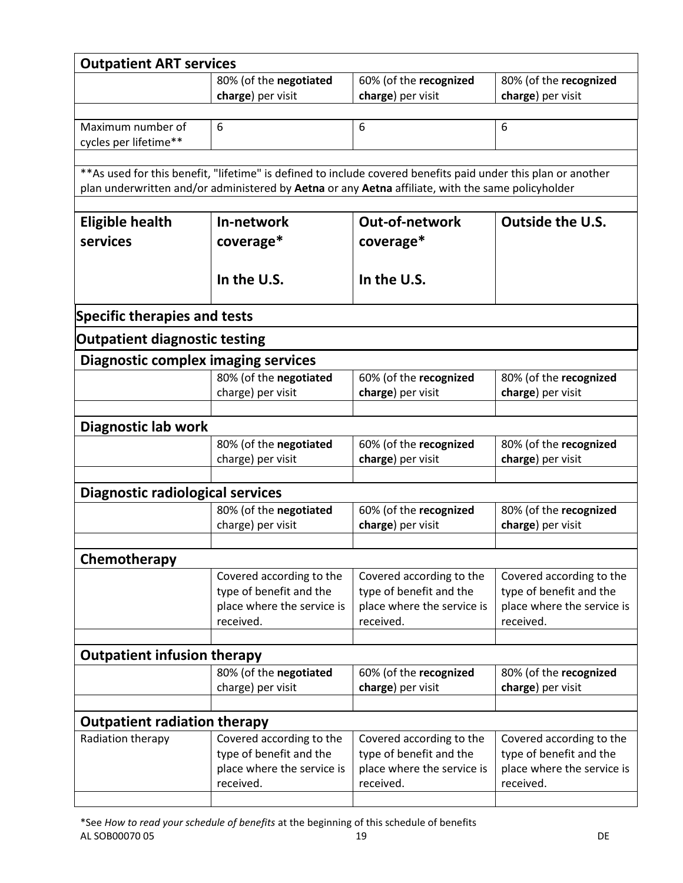| Outpatient ART services | | | |
|---|---|---|---|
| | 80% (of the **negotiated charge**) per visit | 60% (of the **recognized charge**) per visit | 80% (of the **recognized charge**) per visit |
| Maximum number of cycles per lifetime** | 6 | 6 | 6 |

**As used for this benefit, "lifetime" is defined to include covered benefits paid under this plan or another plan underwritten and/or administered by **Aetna** or any **Aetna** affiliate, with the same policyholder

| Eligible health services | In-network coverage* In the U.S. | Out-of-network coverage* In the U.S. | Outside the U.S. |
|---|---|---|---|
| **Specific therapies and tests** | | | |
| **Outpatient diagnostic testing** | | | |
| **Diagnostic complex imaging services** | | | |
| | 80% (of the **negotiated** charge) per visit | 60% (of the **recognized charge**) per visit | 80% (of the **recognized charge**) per visit |
| **Diagnostic lab work** | | | |
| | 80% (of the **negotiated** charge) per visit | 60% (of the **recognized charge**) per visit | 80% (of the **recognized charge**) per visit |
| **Diagnostic radiological services** | | | |
| | 80% (of the **negotiated** charge) per visit | 60% (of the **recognized charge**) per visit | 80% (of the **recognized charge**) per visit |
| **Chemotherapy** | | | |
| | Covered according to the type of benefit and the place where the service is received. | Covered according to the type of benefit and the place where the service is received. | Covered according to the type of benefit and the place where the service is received. |
| **Outpatient infusion therapy** | | | |
| | 80% (of the **negotiated** charge) per visit | 60% (of the **recognized charge**) per visit | 80% (of the **recognized charge**) per visit |
| **Outpatient radiation therapy** | | | |
| Radiation therapy | Covered according to the type of benefit and the place where the service is received. | Covered according to the type of benefit and the place where the service is received. | Covered according to the type of benefit and the place where the service is received. |

*See *How to read your schedule of benefits* at the beginning of this schedule of benefits

AL SOB00070 05 DE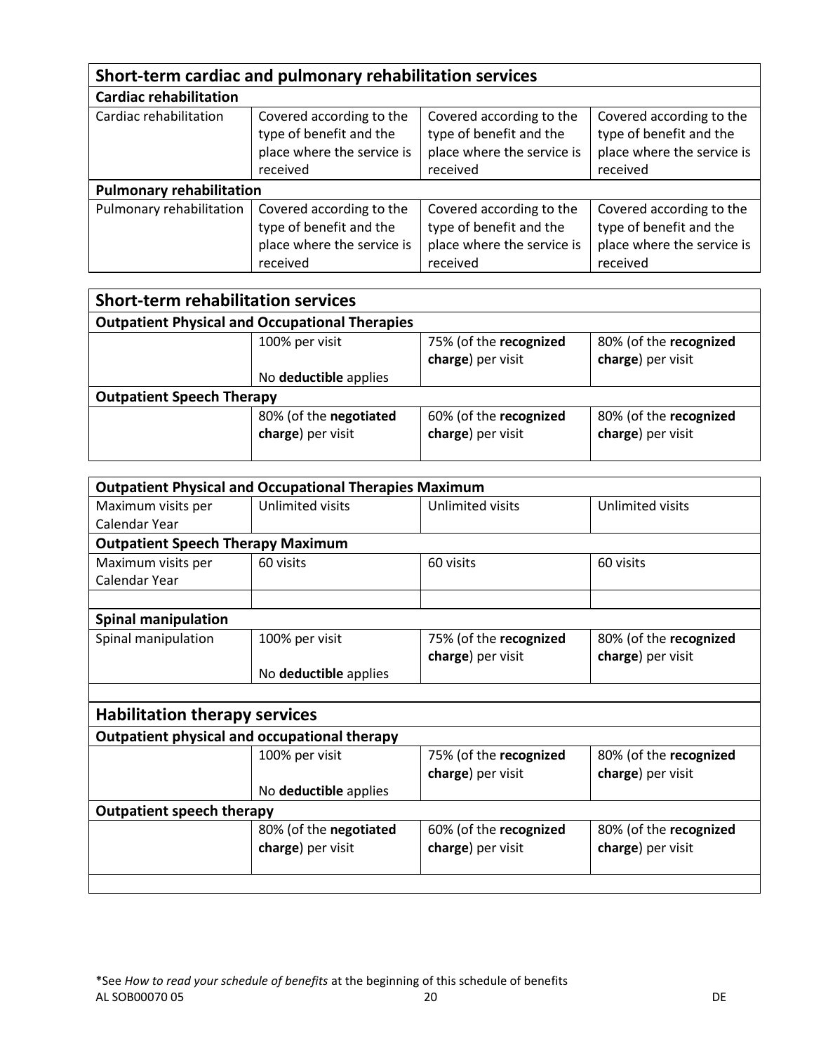| **Short-term cardiac and pulmonary rehabilitation services** | | | |
|---|---|---|---|
| **Cardiac rehabilitation** | | | |
| Cardiac rehabilitation | Covered according to the type of benefit and the place where the service is received | Covered according to the type of benefit and the place where the service is received | Covered according to the type of benefit and the place where the service is received |
| **Pulmonary rehabilitation** | | | |
| Pulmonary rehabilitation | Covered according to the type of benefit and the place where the service is received | Covered according to the type of benefit and the place where the service is received | Covered according to the type of benefit and the place where the service is received |

| **Short-term rehabilitation services** | | | |
|---|---|---|---|
| **Outpatient Physical and Occupational Therapies** | | | |
| | 100% per visit<br><br>No **deductible** applies | 75% (of the **recognized charge**) per visit | 80% (of the **recognized charge**) per visit |
| **Outpatient Speech Therapy** | | | |
| | 80% (of the **negotiated charge**) per visit | 60% (of the **recognized charge**) per visit | 80% (of the **recognized charge**) per visit |

| **Outpatient Physical and Occupational Therapies Maximum** | | | |
|---|---|---|---|
| Maximum visits per Calendar Year | Unlimited visits | Unlimited visits | Unlimited visits |
| **Outpatient Speech Therapy Maximum** | | | |
| Maximum visits per Calendar Year | 60 visits | 60 visits | 60 visits |
| | | | |
| **Spinal manipulation** | | | |
| Spinal manipulation | 100% per visit<br><br>No **deductible** applies | 75% (of the **recognized charge**) per visit | 80% (of the **recognized charge**) per visit |

| **Habilitation therapy services** | | | |
|---|---|---|---|
| **Outpatient physical and occupational therapy** | | | |
| | 100% per visit<br><br>No **deductible** applies | 75% (of the **recognized charge**) per visit | 80% (of the **recognized charge**) per visit |
| **Outpatient speech therapy** | | | |
| | 80% (of the **negotiated charge**) per visit | 60% (of the **recognized charge**) per visit | 80% (of the **recognized charge**) per visit |

*See *How to read your schedule of benefits* at the beginning of this schedule of benefits

AL SOB00070 05 DE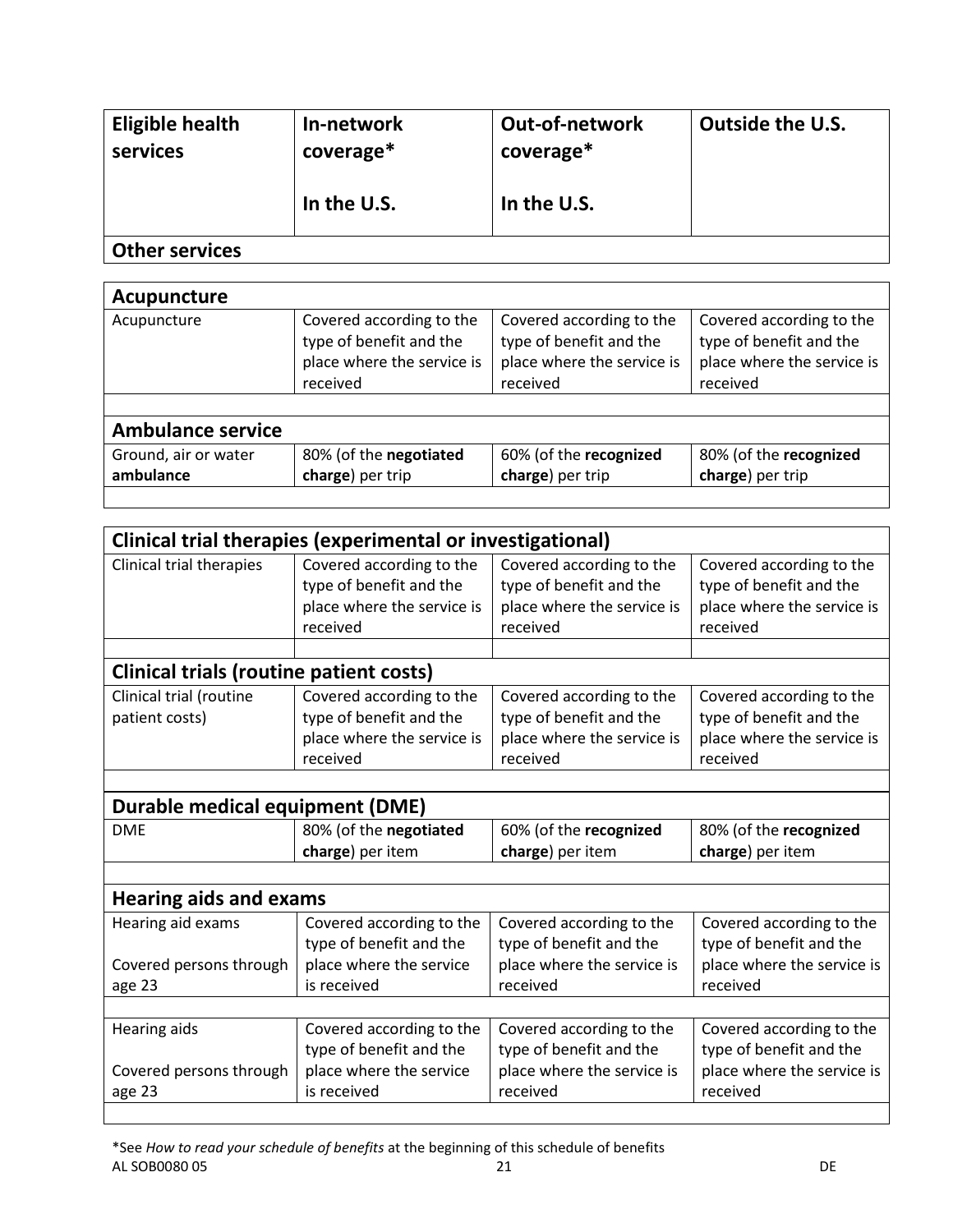| Eligible health services | In-network coverage* In the U.S. | Out-of-network coverage* In the U.S. | Outside the U.S. |
|---|---|---|---|
| **Other services** | | | |
| **Acupuncture** | | | |
| Acupuncture | Covered according to the type of benefit and the place where the service is received | Covered according to the type of benefit and the place where the service is received | Covered according to the type of benefit and the place where the service is received |
| **Ambulance service** | | | |
| Ground, air or water ambulance | 80% (of the **negotiated charge**) per trip | 60% (of the **recognized charge**) per trip | 80% (of the **recognized charge**) per trip |
| **Clinical trial therapies (experimental or investigational)** | | | |
| Clinical trial therapies | Covered according to the type of benefit and the place where the service is received | Covered according to the type of benefit and the place where the service is received | Covered according to the type of benefit and the place where the service is received |
| **Clinical trials (routine patient costs)** | | | |
| Clinical trial (routine patient costs) | Covered according to the type of benefit and the place where the service is received | Covered according to the type of benefit and the place where the service is received | Covered according to the type of benefit and the place where the service is received |
| **Durable medical equipment (DME)** | | | |
| DME | 80% (of the **negotiated charge**) per item | 60% (of the **recognized charge**) per item | 80% (of the **recognized charge**) per item |
| **Hearing aids and exams** | | | |
| Hearing aid exams<br><br>Covered persons through age 23 | Covered according to the type of benefit and the place where the service is received | Covered according to the type of benefit and the place where the service is received | Covered according to the type of benefit and the place where the service is received |
| Hearing aids<br><br>Covered persons through age 23 | Covered according to the type of benefit and the place where the service is received | Covered according to the type of benefit and the place where the service is received | Covered according to the type of benefit and the place where the service is received |

*See *How to read your schedule of benefits* at the beginning of this schedule of benefits

AL SOB0080 05 DE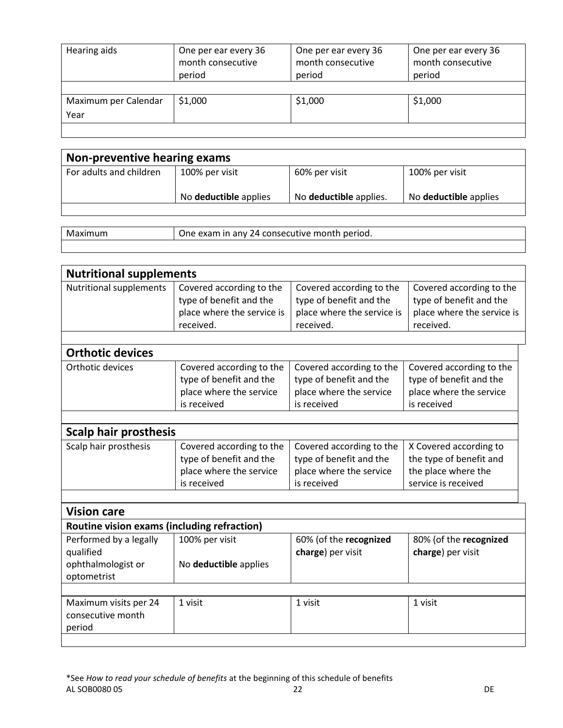| | | | |
|---|---|---|---|
| Hearing aids | One per ear every 36 month consecutive period | One per ear every 36 month consecutive period | One per ear every 36 month consecutive period |
| Maximum per Calendar Year | $1,000 | $1,000 | $1,000 |

| Non-preventive hearing exams | | | |
|---|---|---|---|
| For adults and children | 100% per visit<br><br>No **deductible** applies | 60% per visit<br><br>No **deductible** applies. | 100% per visit<br><br>No **deductible** applies |

| | |
|---|---|
| Maximum | One exam in any 24 consecutive month period. |

| Nutritional supplements | | | |
|---|---|---|---|
| Nutritional supplements | Covered according to the type of benefit and the place where the service is received. | Covered according to the type of benefit and the place where the service is received. | Covered according to the type of benefit and the place where the service is received. |

| Orthotic devices | | | |
|---|---|---|---|
| Orthotic devices | Covered according to the type of benefit and the place where the service is received | Covered according to the type of benefit and the place where the service is received | Covered according to the type of benefit and the place where the service is received |

| Scalp hair prosthesis | | | |
|---|---|---|---|
| Scalp hair prosthesis | Covered according to the type of benefit and the place where the service is received | Covered according to the type of benefit and the place where the service is received | X Covered according to the type of benefit and the place where the service is received |

| Vision care | | | |
|---|---|---|---|
| **Routine vision exams (including refraction)** | | | |
| Performed by a legally qualified ophthalmologist or optometrist | 100% per visit<br><br>No **deductible** applies | 60% (of the **recognized charge**) per visit | 80% (of the **recognized charge**) per visit |
| Maximum visits per 24 consecutive month period | 1 visit | 1 visit | 1 visit |

*See *How to read your schedule of benefits* at the beginning of this schedule of benefits

AL SOB0080 05 DE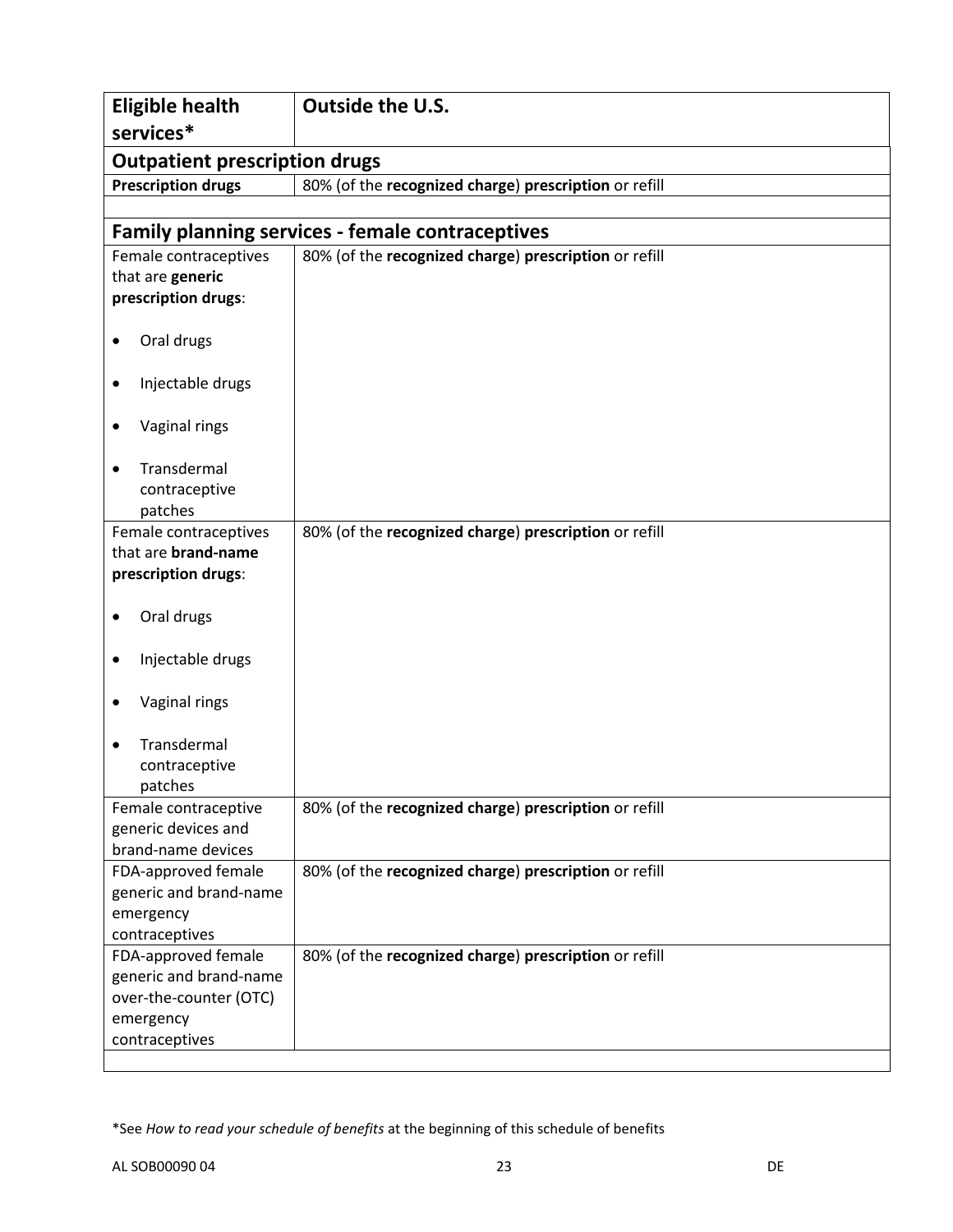| **Eligible health services*** | **Outside the U.S.** |
|---|---|
| **Outpatient prescription drugs** | |
| **Prescription drugs** | 80% (of the **recognized charge**) **prescription** or refill |
| | |
| **Family planning services - female contraceptives** | |
| Female contraceptives that are **generic prescription drugs**:<br><br>• Oral drugs<br><br>• Injectable drugs<br><br>• Vaginal rings<br><br>• Transdermal contraceptive patches | 80% (of the **recognized charge**) **prescription** or refill |
| Female contraceptives that are **brand-name prescription drugs**:<br><br>• Oral drugs<br><br>• Injectable drugs<br><br>• Vaginal rings<br><br>• Transdermal contraceptive patches | 80% (of the **recognized charge**) **prescription** or refill |
| Female contraceptive generic devices and brand-name devices | 80% (of the **recognized charge**) **prescription** or refill |
| FDA-approved female generic and brand-name emergency contraceptives | 80% (of the **recognized charge**) **prescription** or refill |
| FDA-approved female generic and brand-name over-the-counter (OTC) emergency contraceptives | 80% (of the **recognized charge**) **prescription** or refill |
| | |

*See *How to read your schedule of benefits* at the beginning of this schedule of benefits

AL SOB00090 04 DE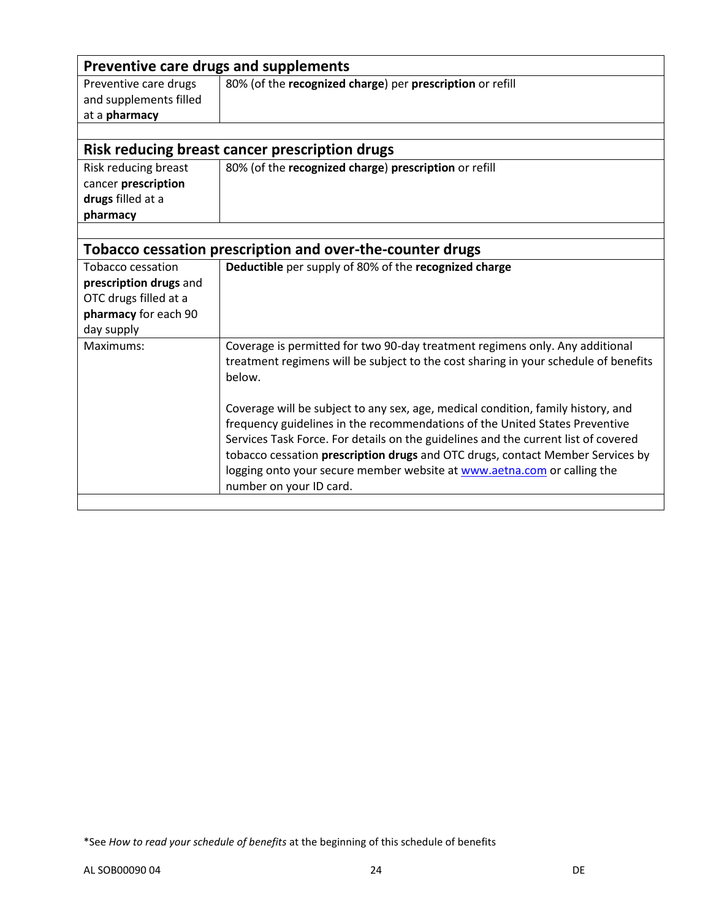| Preventive care drugs and supplements | |
|---|---|
| Preventive care drugs and supplements filled at a **pharmacy** | 80% (of the **recognized charge**) per **prescription** or refill |

| Risk reducing breast cancer prescription drugs | |
|---|---|
| Risk reducing breast cancer **prescription drugs** filled at a **pharmacy** | 80% (of the **recognized charge**) **prescription** or refill |

| Tobacco cessation prescription and over-the-counter drugs | |
|---|---|
| Tobacco cessation **prescription drugs** and OTC drugs filled at a **pharmacy** for each 90 day supply | **Deductible** per supply of 80% of the **recognized charge** |
| Maximums: | Coverage is permitted for two 90-day treatment regimens only. Any additional treatment regimens will be subject to the cost sharing in your schedule of benefits below.<br><br>Coverage will be subject to any sex, age, medical condition, family history, and frequency guidelines in the recommendations of the United States Preventive Services Task Force. For details on the guidelines and the current list of covered tobacco cessation **prescription drugs** and OTC drugs, contact Member Services by logging onto your secure member website at www.aetna.com or calling the number on your ID card. |

*See *How to read your schedule of benefits* at the beginning of this schedule of benefits

AL SOB00090 04 DE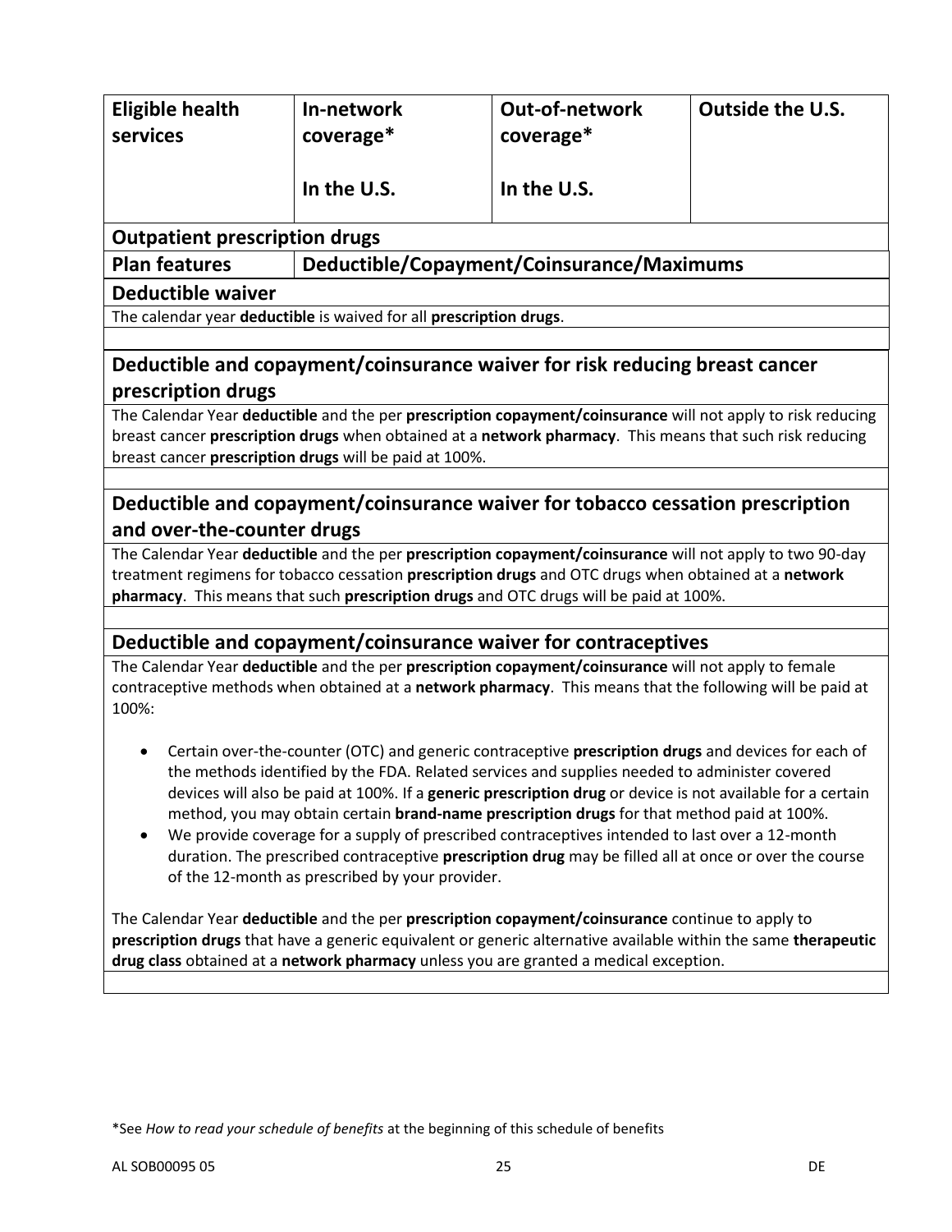| Eligible health services | In-network coverage*<br><br>In the U.S. | Out-of-network coverage*<br><br>In the U.S. | Outside the U.S. |
|---|---|---|---|

## Outpatient prescription drugs

| Plan features | Deductible/Copayment/Coinsurance/Maximums |
|---|---|

### Deductible waiver

The calendar year **deductible** is waived for all **prescription drugs**.

### Deductible and copayment/coinsurance waiver for risk reducing breast cancer prescription drugs

The Calendar Year **deductible** and the per **prescription copayment/coinsurance** will not apply to risk reducing breast cancer **prescription drugs** when obtained at a **network pharmacy**. This means that such risk reducing breast cancer **prescription drugs** will be paid at 100%.

### Deductible and copayment/coinsurance waiver for tobacco cessation prescription and over-the-counter drugs

The Calendar Year **deductible** and the per **prescription copayment/coinsurance** will not apply to two 90-day treatment regimens for tobacco cessation **prescription drugs** and OTC drugs when obtained at a **network pharmacy**. This means that such **prescription drugs** and OTC drugs will be paid at 100%.

### Deductible and copayment/coinsurance waiver for contraceptives

The Calendar Year **deductible** and the per **prescription copayment/coinsurance** will not apply to female contraceptive methods when obtained at a **network pharmacy**. This means that the following will be paid at 100%:

- Certain over-the-counter (OTC) and generic contraceptive **prescription drugs** and devices for each of the methods identified by the FDA. Related services and supplies needed to administer covered devices will also be paid at 100%. If a **generic prescription drug** or device is not available for a certain method, you may obtain certain **brand-name prescription drugs** for that method paid at 100%.
- We provide coverage for a supply of prescribed contraceptives intended to last over a 12-month duration. The prescribed contraceptive **prescription drug** may be filled all at once or over the course of the 12-month as prescribed by your provider.

The Calendar Year **deductible** and the per **prescription copayment/coinsurance** continue to apply to **prescription drugs** that have a generic equivalent or generic alternative available within the same **therapeutic drug class** obtained at a **network pharmacy** unless you are granted a medical exception.

*See *How to read your schedule of benefits* at the beginning of this schedule of benefits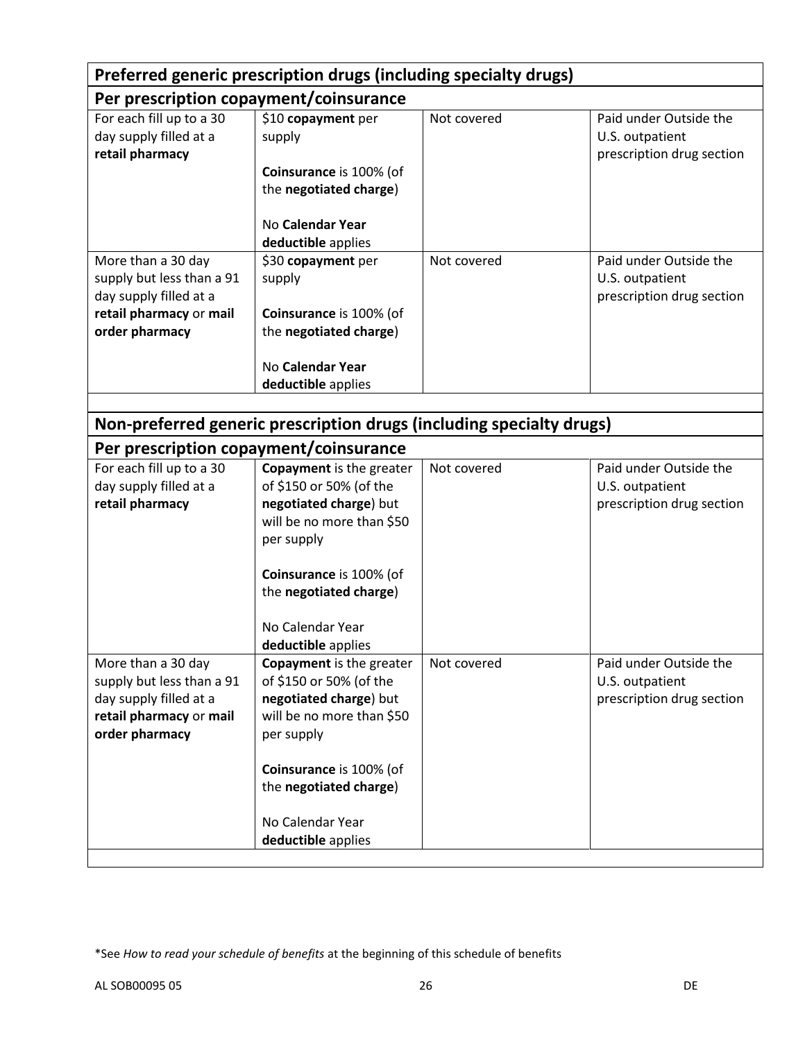| Preferred generic prescription drugs (including specialty drugs) | | | |
|---|---|---|---|
| **Per prescription copayment/coinsurance** | | | |
| For each fill up to a 30 day supply filled at a **retail pharmacy** | $10 **copayment** per supply<br><br>**Coinsurance** is 100% (of the **negotiated charge**)<br><br>No **Calendar Year deductible** applies | Not covered | Paid under Outside the U.S. outpatient prescription drug section |
| More than a 30 day supply but less than a 91 day supply filled at a **retail pharmacy** or **mail order pharmacy** | $30 **copayment** per supply<br><br>**Coinsurance** is 100% (of the **negotiated charge**)<br><br>No **Calendar Year deductible** applies | Not covered | Paid under Outside the U.S. outpatient prescription drug section |

| Non-preferred generic prescription drugs (including specialty drugs) | | | |
|---|---|---|---|
| **Per prescription copayment/coinsurance** | | | |
| For each fill up to a 30 day supply filled at a **retail pharmacy** | **Copayment** is the greater of $150 or 50% (of the **negotiated charge**) but will be no more than $50 per supply<br><br>**Coinsurance** is 100% (of the **negotiated charge**)<br><br>No Calendar Year **deductible** applies | Not covered | Paid under Outside the U.S. outpatient prescription drug section |
| More than a 30 day supply but less than a 91 day supply filled at a **retail pharmacy** or **mail order pharmacy** | **Copayment** is the greater of $150 or 50% (of the **negotiated charge**) but will be no more than $50 per supply<br><br>**Coinsurance** is 100% (of the **negotiated charge**)<br><br>No Calendar Year **deductible** applies | Not covered | Paid under Outside the U.S. outpatient prescription drug section |

*See *How to read your schedule of benefits* at the beginning of this schedule of benefits

AL SOB00095 05 DE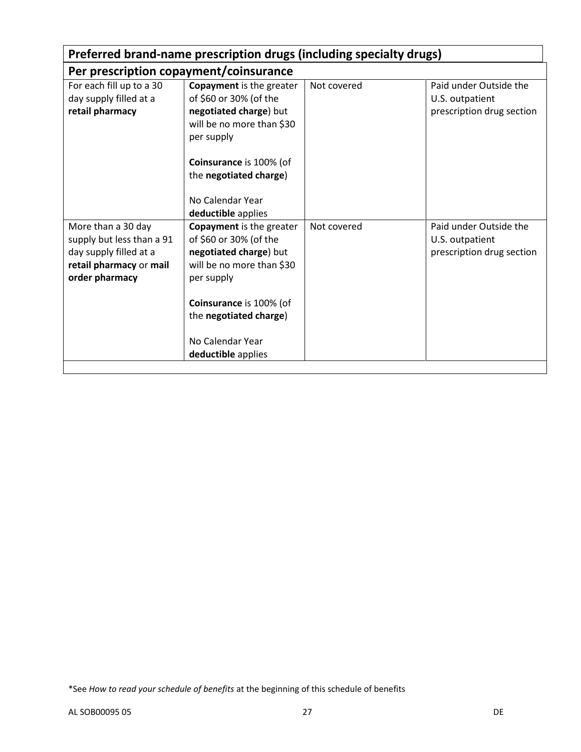| Preferred brand-name prescription drugs (including specialty drugs) | | | |
|---|---|---|---|
| **Per prescription copayment/coinsurance** | | | |
| For each fill up to a 30 day supply filled at a **retail pharmacy** | **Copayment** is the greater of $60 or 30% (of the **negotiated charge**) but will be no more than $30 per supply<br><br>**Coinsurance** is 100% (of the **negotiated charge**)<br><br>No Calendar Year **deductible** applies | Not covered | Paid under Outside the U.S. outpatient prescription drug section |
| More than a 30 day supply but less than a 91 day supply filled at a **retail pharmacy** or **mail order pharmacy** | **Copayment** is the greater of $60 or 30% (of the **negotiated charge**) but will be no more than $30 per supply<br><br>**Coinsurance** is 100% (of the **negotiated charge**)<br><br>No Calendar Year **deductible** applies | Not covered | Paid under Outside the U.S. outpatient prescription drug section |

*See *How to read your schedule of benefits* at the beginning of this schedule of benefits

AL SOB00095 05 DE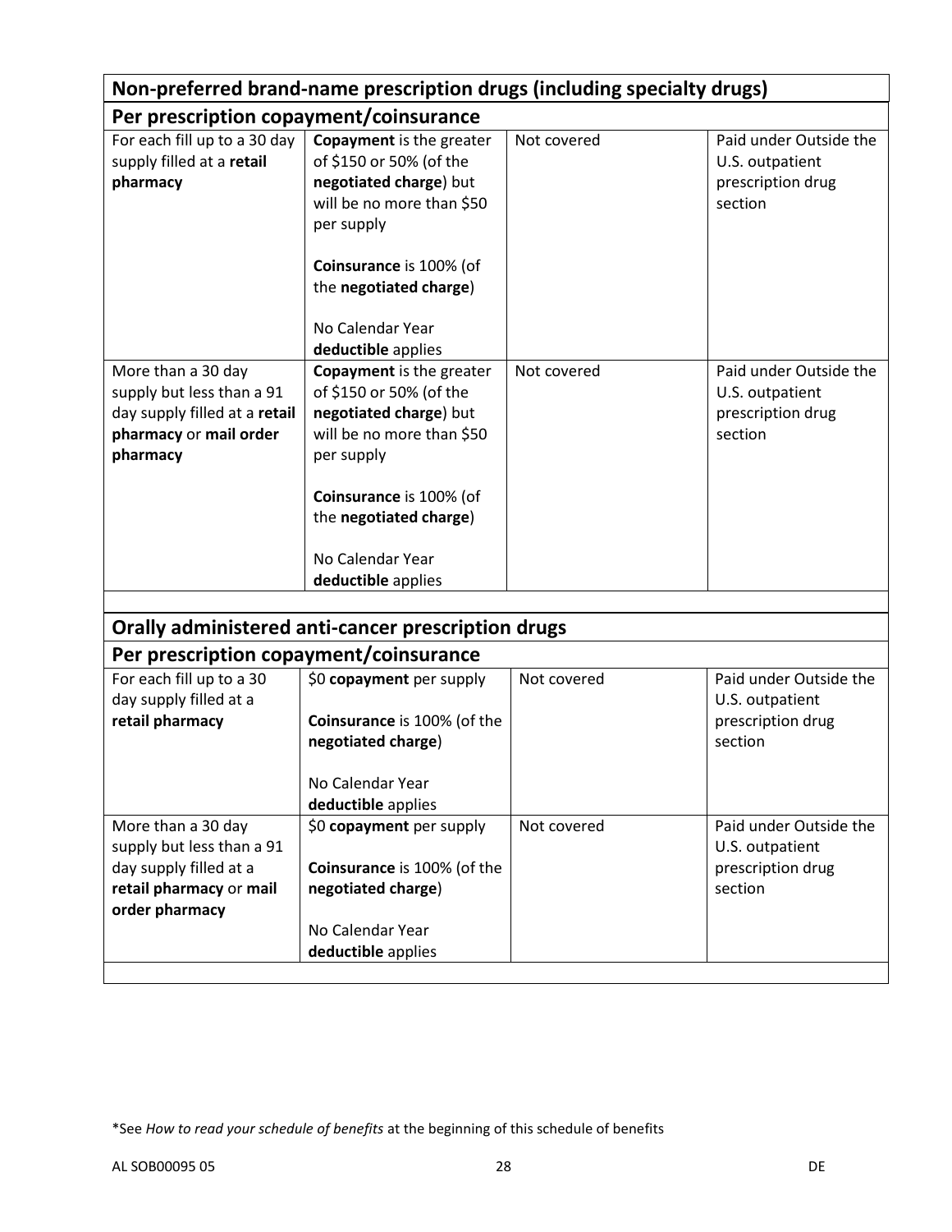| Non-preferred brand-name prescription drugs (including specialty drugs) | | | |
|---|---|---|---|
| **Per prescription copayment/coinsurance** | | | |
| For each fill up to a 30 day supply filled at a **retail pharmacy** | **Copayment** is the greater of $150 or 50% (of the **negotiated charge**) but will be no more than $50 per supply<br><br>**Coinsurance** is 100% (of the **negotiated charge**)<br><br>No Calendar Year **deductible** applies | Not covered | Paid under Outside the U.S. outpatient prescription drug section |
| More than a 30 day supply but less than a 91 day supply filled at a **retail pharmacy** or **mail order pharmacy** | **Copayment** is the greater of $150 or 50% (of the **negotiated charge**) but will be no more than $50 per supply<br><br>**Coinsurance** is 100% (of the **negotiated charge**)<br><br>No Calendar Year **deductible** applies | Not covered | Paid under Outside the U.S. outpatient prescription drug section |

| Orally administered anti-cancer prescription drugs | | | |
|---|---|---|---|
| **Per prescription copayment/coinsurance** | | | |
| For each fill up to a 30 day supply filled at a **retail pharmacy** | $0 **copayment** per supply<br><br>**Coinsurance** is 100% (of the **negotiated charge**)<br><br>No Calendar Year **deductible** applies | Not covered | Paid under Outside the U.S. outpatient prescription drug section |
| More than a 30 day supply but less than a 91 day supply filled at a **retail pharmacy** or **mail order pharmacy** | $0 **copayment** per supply<br><br>**Coinsurance** is 100% (of the **negotiated charge**)<br><br>No Calendar Year **deductible** applies | Not covered | Paid under Outside the U.S. outpatient prescription drug section |

*See *How to read your schedule of benefits* at the beginning of this schedule of benefits

AL SOB00095 05 DE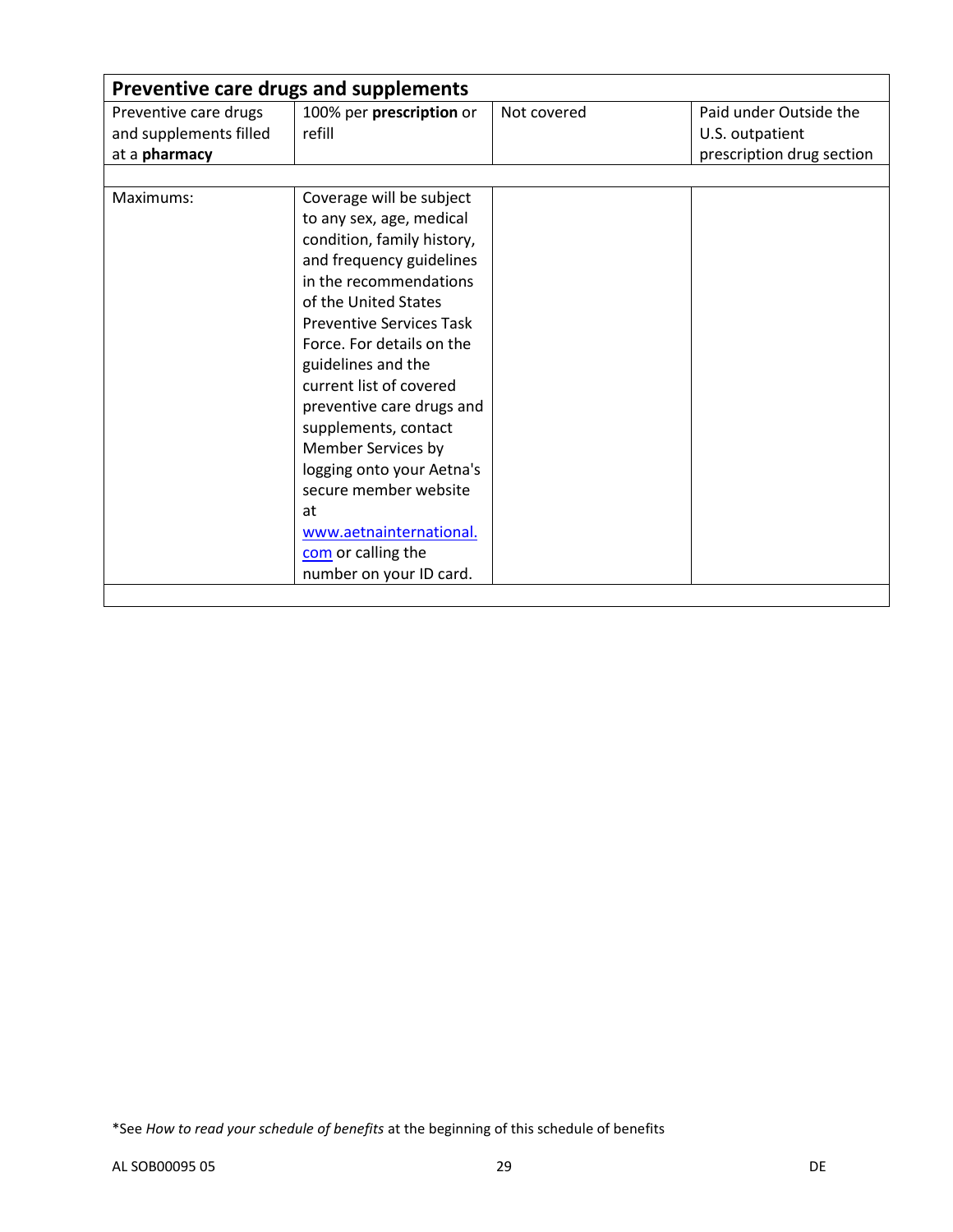| Preventive care drugs and supplements | | | |
|---|---|---|---|
| Preventive care drugs and supplements filled at a **pharmacy** | 100% per **prescription** or refill | Not covered | Paid under Outside the U.S. outpatient prescription drug section |
| | | | |
| Maximums: | Coverage will be subject to any sex, age, medical condition, family history, and frequency guidelines in the recommendations of the United States Preventive Services Task Force. For details on the guidelines and the current list of covered preventive care drugs and supplements, contact Member Services by logging onto your Aetna's secure member website at www.aetnainternational.com or calling the number on your ID card. | | |
| | | | |

*See *How to read your schedule of benefits* at the beginning of this schedule of benefits

AL SOB00095 05 DE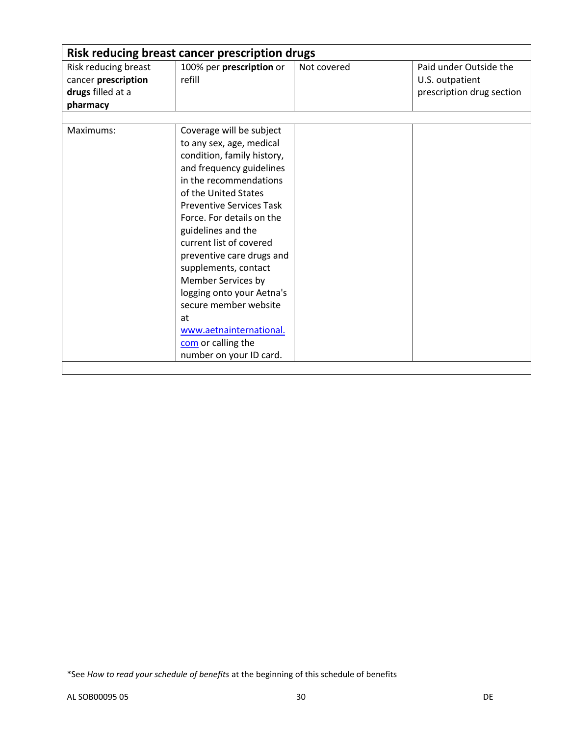| Risk reducing breast cancer prescription drugs | | | |
|---|---|---|---|
| Risk reducing breast cancer **prescription drugs** filled at a **pharmacy** | 100% per **prescription** or refill | Not covered | Paid under Outside the U.S. outpatient prescription drug section |
| | | | |
| Maximums: | Coverage will be subject to any sex, age, medical condition, family history, and frequency guidelines in the recommendations of the United States Preventive Services Task Force. For details on the guidelines and the current list of covered preventive care drugs and supplements, contact Member Services by logging onto your Aetna's secure member website at www.aetnainternational.com or calling the number on your ID card. | | |
| | | | |

*See *How to read your schedule of benefits* at the beginning of this schedule of benefits

AL SOB00095 05 DE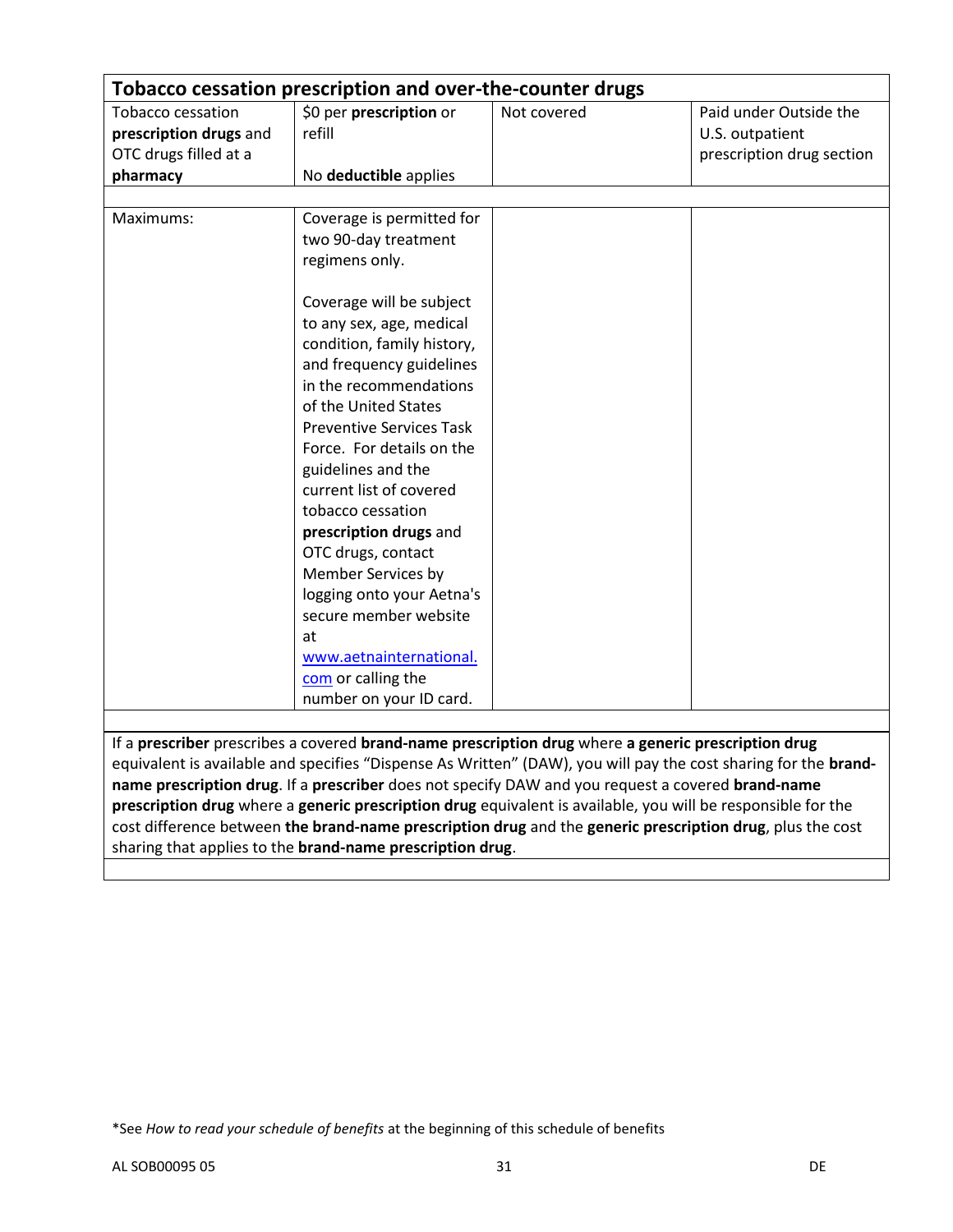| **Tobacco cessation prescription and over-the-counter drugs** | | | |
|---|---|---|---|
| Tobacco cessation **prescription drugs** and OTC drugs filled at a **pharmacy** | $0 per **prescription** or refill<br><br>No **deductible** applies | Not covered | Paid under Outside the U.S. outpatient prescription drug section |
| | | | |
| Maximums: | Coverage is permitted for two 90-day treatment regimens only.<br><br>Coverage will be subject to any sex, age, medical condition, family history, and frequency guidelines in the recommendations of the United States Preventive Services Task Force. For details on the guidelines and the current list of covered tobacco cessation **prescription drugs** and OTC drugs, contact Member Services by logging onto your Aetna's secure member website at www.aetnainternational.com or calling the number on your ID card. | | |

If a **prescriber** prescribes a covered **brand-name prescription drug** where **a generic prescription drug** equivalent is available and specifies "Dispense As Written" (DAW), you will pay the cost sharing for the **brand-name prescription drug**. If a **prescriber** does not specify DAW and you request a covered **brand-name prescription drug** where a **generic prescription drug** equivalent is available, you will be responsible for the cost difference between **the brand-name prescription drug** and the **generic prescription drug**, plus the cost sharing that applies to the **brand-name prescription drug**.

*See *How to read your schedule of benefits* at the beginning of this schedule of benefits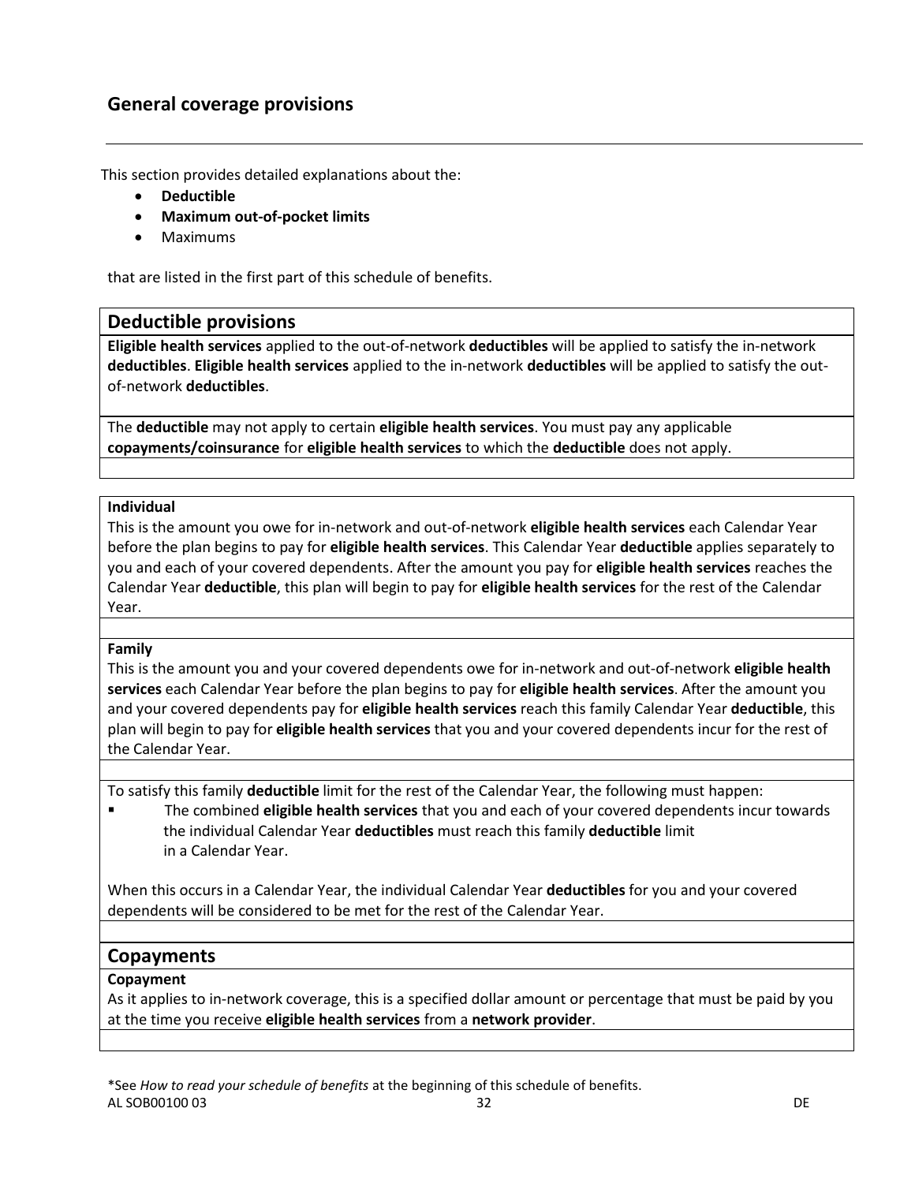## General coverage provisions

This section provides detailed explanations about the:

- **Deductible**
- **Maximum out-of-pocket limits**
- Maximums

that are listed in the first part of this schedule of benefits.

### Deductible provisions

**Eligible health services** applied to the out-of-network **deductibles** will be applied to satisfy the in-network **deductibles**. **Eligible health services** applied to the in-network **deductibles** will be applied to satisfy the out-of-network **deductibles**.

The **deductible** may not apply to certain **eligible health services**. You must pay any applicable **copayments/coinsurance** for **eligible health services** to which the **deductible** does not apply.

**Individual**

This is the amount you owe for in-network and out-of-network **eligible health services** each Calendar Year before the plan begins to pay for **eligible health services**. This Calendar Year **deductible** applies separately to you and each of your covered dependents. After the amount you pay for **eligible health services** reaches the Calendar Year **deductible**, this plan will begin to pay for **eligible health services** for the rest of the Calendar Year.

**Family**

This is the amount you and your covered dependents owe for in-network and out-of-network **eligible health services** each Calendar Year before the plan begins to pay for **eligible health services**. After the amount you and your covered dependents pay for **eligible health services** reach this family Calendar Year **deductible**, this plan will begin to pay for **eligible health services** that you and your covered dependents incur for the rest of the Calendar Year.

To satisfy this family **deductible** limit for the rest of the Calendar Year, the following must happen:

- The combined **eligible health services** that you and each of your covered dependents incur towards the individual Calendar Year **deductibles** must reach this family **deductible** limit in a Calendar Year.

When this occurs in a Calendar Year, the individual Calendar Year **deductibles** for you and your covered dependents will be considered to be met for the rest of the Calendar Year.

### Copayments

**Copayment**

As it applies to in-network coverage, this is a specified dollar amount or percentage that must be paid by you at the time you receive **eligible health services** from a **network provider**.

*See *How to read your schedule of benefits* at the beginning of this schedule of benefits.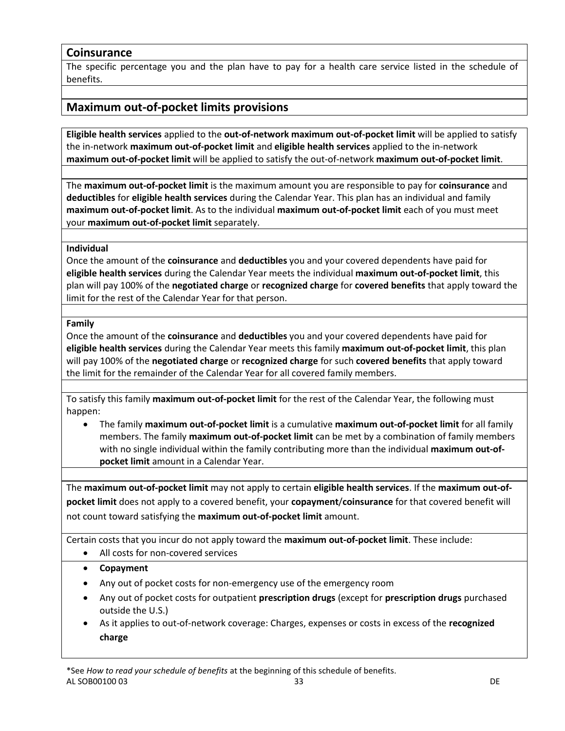## Coinsurance

The specific percentage you and the plan have to pay for a health care service listed in the schedule of benefits.

## Maximum out-of-pocket limits provisions

**Eligible health services** applied to the **out-of-network maximum out-of-pocket limit** will be applied to satisfy the in-network **maximum out-of-pocket limit** and **eligible health services** applied to the in-network **maximum out-of-pocket limit** will be applied to satisfy the out-of-network **maximum out-of-pocket limit**.

The **maximum out-of-pocket limit** is the maximum amount you are responsible to pay for **coinsurance** and **deductibles** for **eligible health services** during the Calendar Year. This plan has an individual and family **maximum out-of-pocket limit**. As to the individual **maximum out-of-pocket limit** each of you must meet your **maximum out-of-pocket limit** separately.

**Individual**

Once the amount of the **coinsurance** and **deductibles** you and your covered dependents have paid for **eligible health services** during the Calendar Year meets the individual **maximum out-of-pocket limit**, this plan will pay 100% of the **negotiated charge** or **recognized charge** for **covered benefits** that apply toward the limit for the rest of the Calendar Year for that person.

**Family**

Once the amount of the **coinsurance** and **deductibles** you and your covered dependents have paid for **eligible health services** during the Calendar Year meets this family **maximum out-of-pocket limit**, this plan will pay 100% of the **negotiated charge** or **recognized charge** for such **covered benefits** that apply toward the limit for the remainder of the Calendar Year for all covered family members.

To satisfy this family **maximum out-of-pocket limit** for the rest of the Calendar Year, the following must happen:

- The family **maximum out-of-pocket limit** is a cumulative **maximum out-of-pocket limit** for all family members. The family **maximum out-of-pocket limit** can be met by a combination of family members with no single individual within the family contributing more than the individual **maximum out-of-pocket limit** amount in a Calendar Year.

The **maximum out-of-pocket limit** may not apply to certain **eligible health services**. If the **maximum out-of-pocket limit** does not apply to a covered benefit, your **copayment**/**coinsurance** for that covered benefit will not count toward satisfying the **maximum out-of-pocket limit** amount.

Certain costs that you incur do not apply toward the **maximum out-of-pocket limit**. These include:

- All costs for non-covered services
- **Copayment**
- Any out of pocket costs for non-emergency use of the emergency room
- Any out of pocket costs for outpatient **prescription drugs** (except for **prescription drugs** purchased outside the U.S.)
- As it applies to out-of-network coverage: Charges, expenses or costs in excess of the **recognized charge**

*See *How to read your schedule of benefits* at the beginning of this schedule of benefits.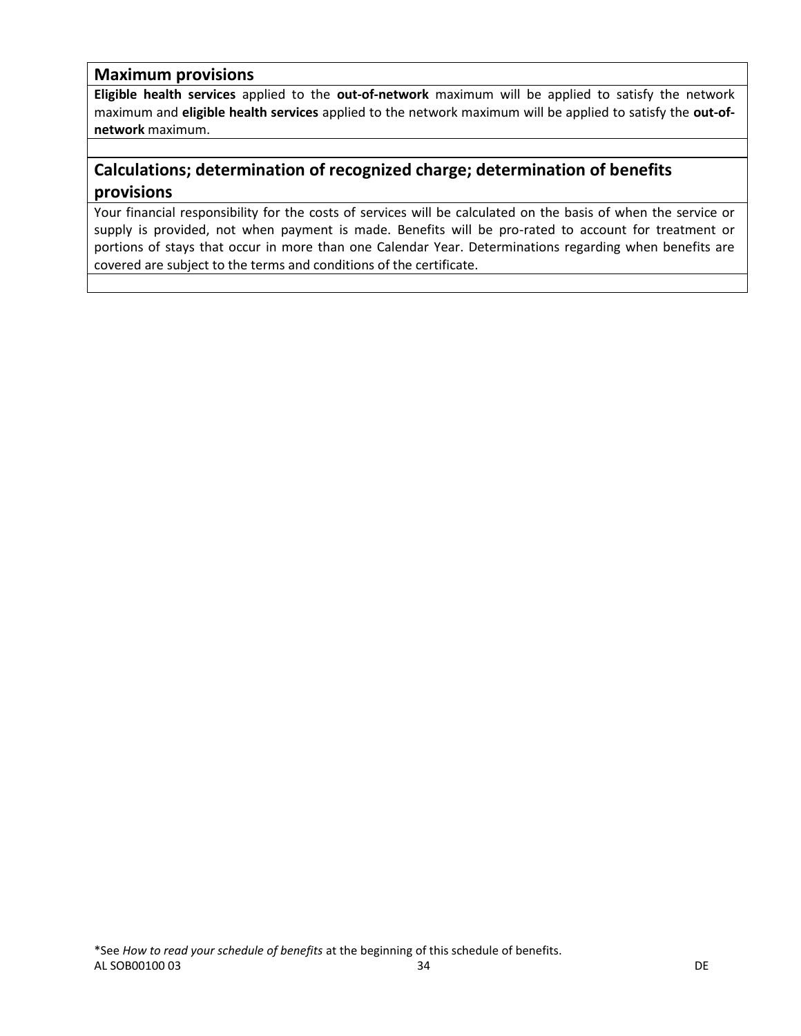## Maximum provisions

**Eligible health services** applied to the **out-of-network** maximum will be applied to satisfy the network maximum and **eligible health services** applied to the network maximum will be applied to satisfy the **out-of-network** maximum.

## Calculations; determination of recognized charge; determination of benefits provisions

Your financial responsibility for the costs of services will be calculated on the basis of when the service or supply is provided, not when payment is made. Benefits will be pro-rated to account for treatment or portions of stays that occur in more than one Calendar Year. Determinations regarding when benefits are covered are subject to the terms and conditions of the certificate.